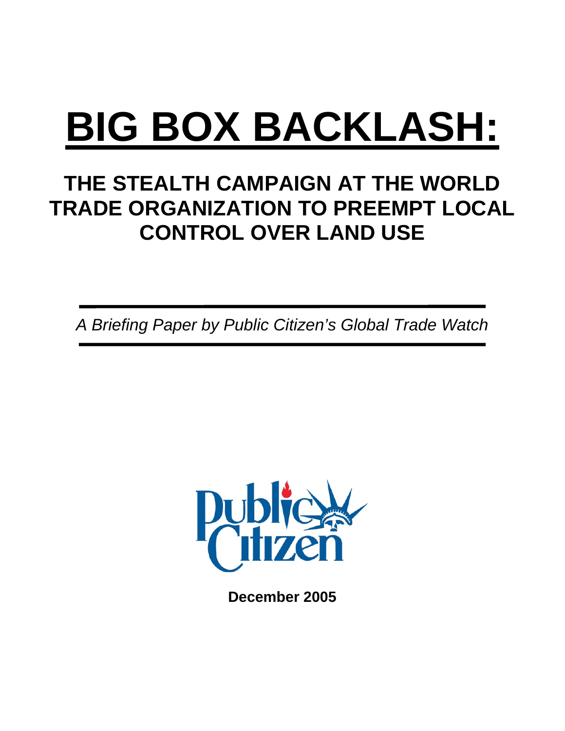# BIG BOX BACKLASH:

## THE STEALTH CAMPAIGN AT THE WORLD TRADE ORGANIZATION TO PREEMPT LOCAL CONTROL OVER LAND USE

*A Briefing Paper by Public Citizen's Global Trade Watch*

Public Citizen

**December 2005**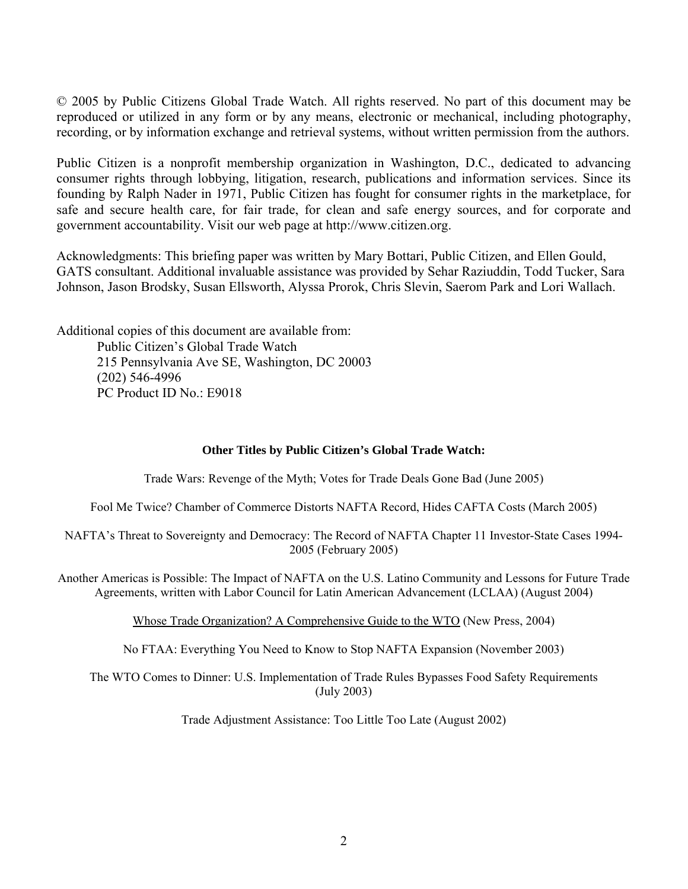© 2005 by Public Citizens Global Trade Watch. All rights reserved. No part of this document may be reproduced or utilized in any form or by any means, electronic or mechanical, including photography, recording, or by information exchange and retrieval systems, without written permission from the authors.

Public Citizen is a nonprofit membership organization in Washington, D.C., dedicated to advancing consumer rights through lobbying, litigation, research, publications and information services. Since its founding by Ralph Nader in 1971, Public Citizen has fought for consumer rights in the marketplace, for safe and secure health care, for fair trade, for clean and safe energy sources, and for corporate and government accountability. Visit our web page at http://www.citizen.org.

Acknowledgments: This briefing paper was written by Mary Bottari, Public Citizen, and Ellen Gould, GATS consultant. Additional invaluable assistance was provided by Sehar Raziuddin, Todd Tucker, Sara Johnson, Jason Brodsky, Susan Ellsworth, Alyssa Prorok, Chris Slevin, Saerom Park and Lori Wallach.

Additional copies of this document are available from:

Public Citizen's Global Trade Watch
215 Pennsylvania Ave SE, Washington, DC 20003
(202) 546-4996
PC Product ID No.: E9018

**Other Titles by Public Citizen's Global Trade Watch:**

Trade Wars: Revenge of the Myth; Votes for Trade Deals Gone Bad (June 2005)

Fool Me Twice? Chamber of Commerce Distorts NAFTA Record, Hides CAFTA Costs (March 2005)

NAFTA's Threat to Sovereignty and Democracy: The Record of NAFTA Chapter 11 Investor-State Cases 1994-2005 (February 2005)

Another Americas is Possible: The Impact of NAFTA on the U.S. Latino Community and Lessons for Future Trade Agreements, written with Labor Council for Latin American Advancement (LCLAA) (August 2004)

Whose Trade Organization? A Comprehensive Guide to the WTO (New Press, 2004)

No FTAA: Everything You Need to Know to Stop NAFTA Expansion (November 2003)

The WTO Comes to Dinner: U.S. Implementation of Trade Rules Bypasses Food Safety Requirements (July 2003)

Trade Adjustment Assistance: Too Little Too Late (August 2002)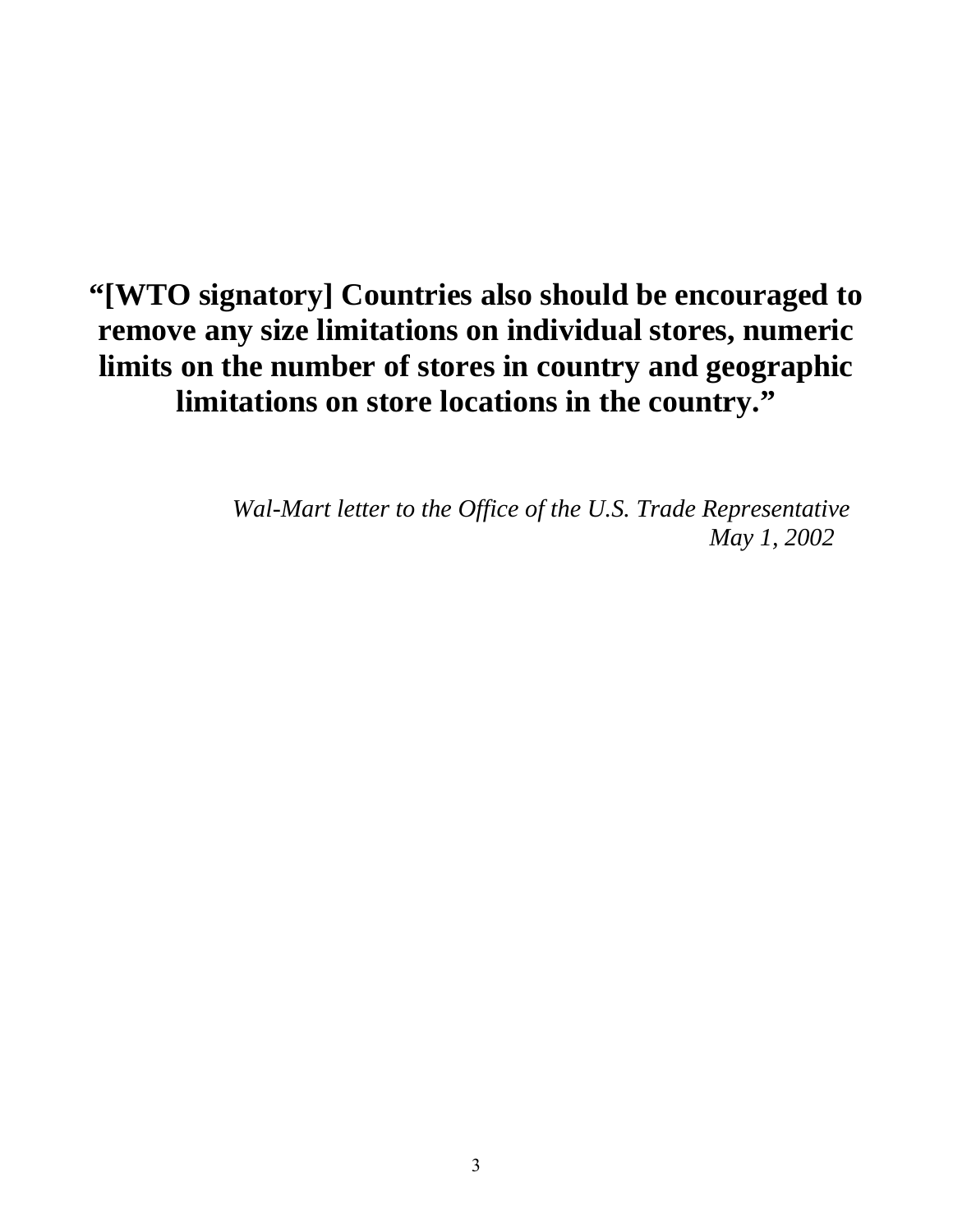**“[WTO signatory] Countries also should be encouraged to remove any size limitations on individual stores, numeric limits on the number of stores in country and geographic limitations on store locations in the country.”**

*Wal-Mart letter to the Office of the U.S. Trade Representative*
*May 1, 2002*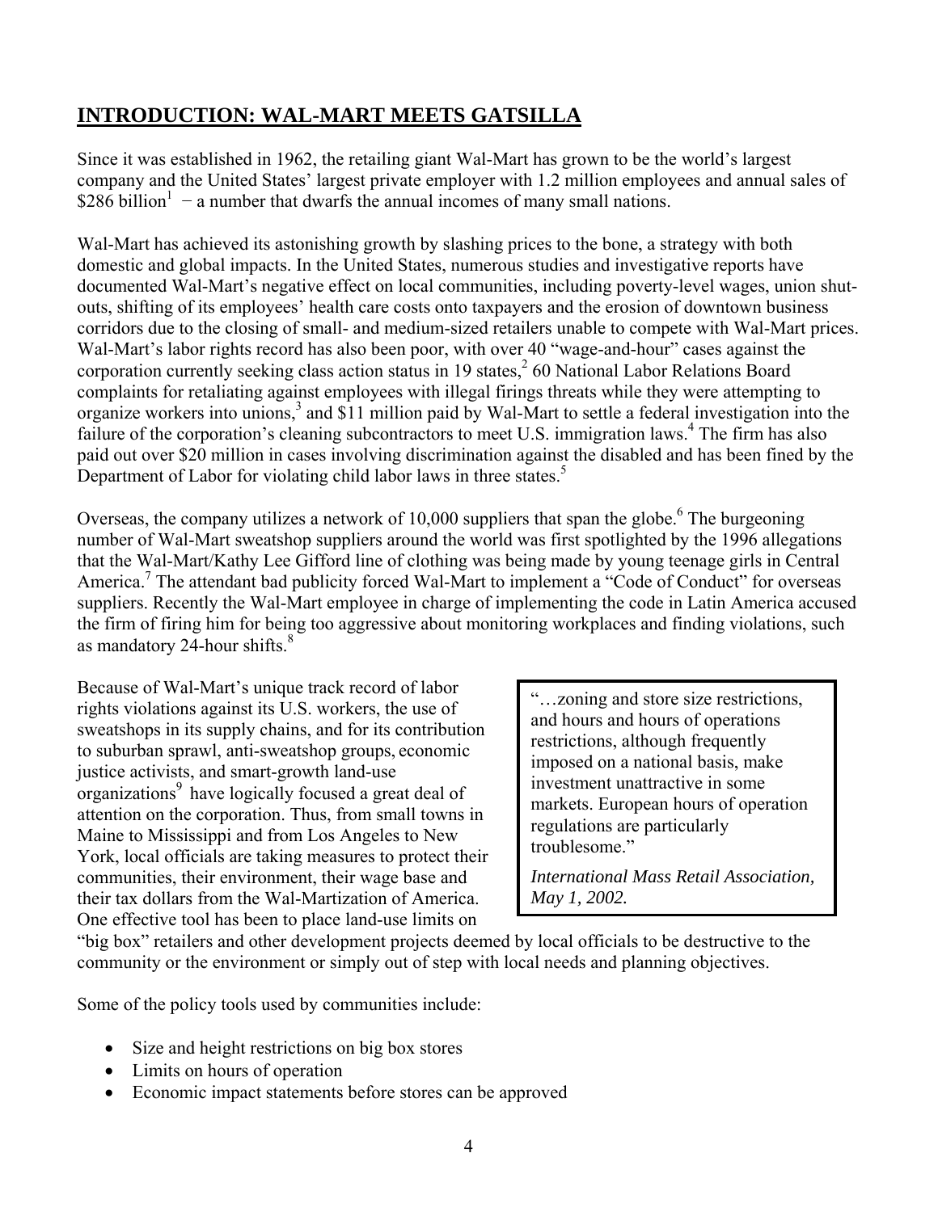## INTRODUCTION: WAL-MART MEETS GATSILLA

Since it was established in 1962, the retailing giant Wal-Mart has grown to be the world's largest company and the United States' largest private employer with 1.2 million employees and annual sales of $286 billion[1] − a number that dwarfs the annual incomes of many small nations.

Wal-Mart has achieved its astonishing growth by slashing prices to the bone, a strategy with both domestic and global impacts. In the United States, numerous studies and investigative reports have documented Wal-Mart's negative effect on local communities, including poverty-level wages, union shut-outs, shifting of its employees' health care costs onto taxpayers and the erosion of downtown business corridors due to the closing of small- and medium-sized retailers unable to compete with Wal-Mart prices. Wal-Mart's labor rights record has also been poor, with over 40 "wage-and-hour" cases against the corporation currently seeking class action status in 19 states,[2] 60 National Labor Relations Board complaints for retaliating against employees with illegal firings threats while they were attempting to organize workers into unions,[3] and $11 million paid by Wal-Mart to settle a federal investigation into the failure of the corporation's cleaning subcontractors to meet U.S. immigration laws.[4] The firm has also paid out over $20 million in cases involving discrimination against the disabled and has been fined by the Department of Labor for violating child labor laws in three states.[5]

Overseas, the company utilizes a network of 10,000 suppliers that span the globe.[6] The burgeoning number of Wal-Mart sweatshop suppliers around the world was first spotlighted by the 1996 allegations that the Wal-Mart/Kathy Lee Gifford line of clothing was being made by young teenage girls in Central America.[7] The attendant bad publicity forced Wal-Mart to implement a "Code of Conduct" for overseas suppliers. Recently the Wal-Mart employee in charge of implementing the code in Latin America accused the firm of firing him for being too aggressive about monitoring workplaces and finding violations, such as mandatory 24-hour shifts.[8]

Because of Wal-Mart's unique track record of labor rights violations against its U.S. workers, the use of sweatshops in its supply chains, and for its contribution to suburban sprawl, anti-sweatshop groups, economic justice activists, and smart-growth land-use organizations[9] have logically focused a great deal of attention on the corporation. Thus, from small towns in Maine to Mississippi and from Los Angeles to New York, local officials are taking measures to protect their communities, their environment, their wage base and their tax dollars from the Wal-Martization of America. One effective tool has been to place land-use limits on "big box" retailers and other development projects deemed by local officials to be destructive to the community or the environment or simply out of step with local needs and planning objectives.

> "…zoning and store size restrictions, and hours and hours of operations restrictions, although frequently imposed on a national basis, make investment unattractive in some markets. European hours of operation regulations are particularly troublesome."
>
> *International Mass Retail Association, May 1, 2002.*

Some of the policy tools used by communities include:

- Size and height restrictions on big box stores
- Limits on hours of operation
- Economic impact statements before stores can be approved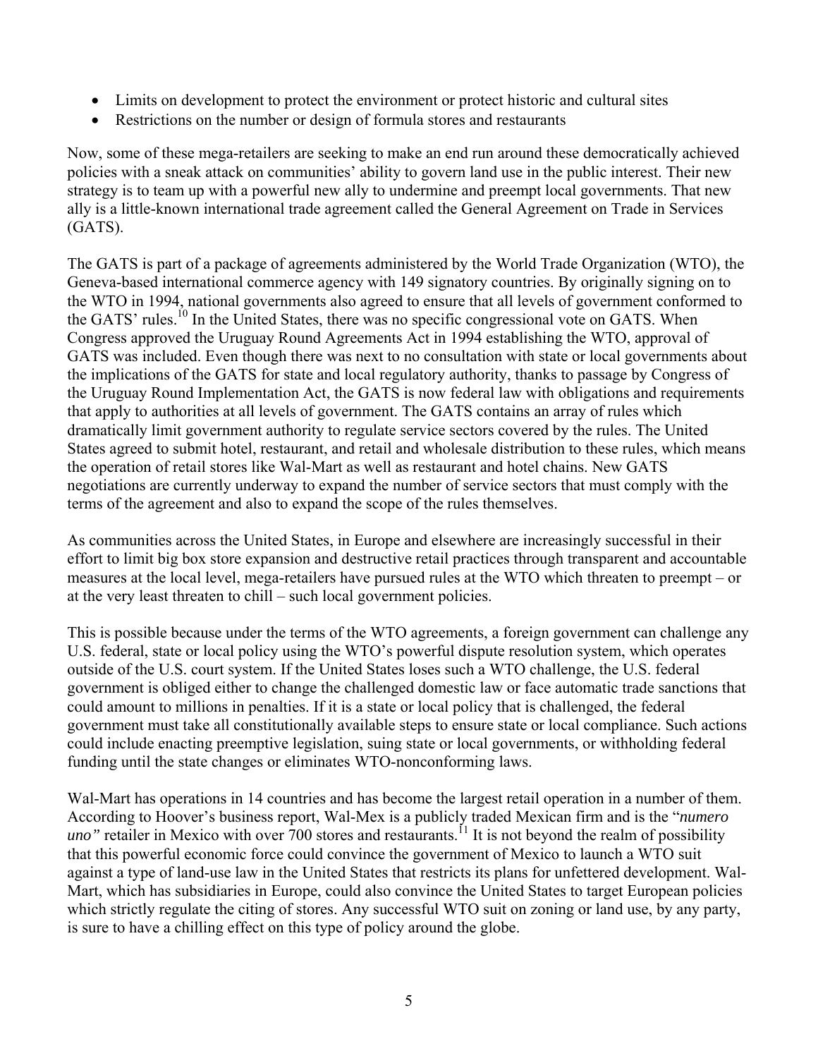- Limits on development to protect the environment or protect historic and cultural sites
- Restrictions on the number or design of formula stores and restaurants

Now, some of these mega-retailers are seeking to make an end run around these democratically achieved policies with a sneak attack on communities' ability to govern land use in the public interest. Their new strategy is to team up with a powerful new ally to undermine and preempt local governments. That new ally is a little-known international trade agreement called the General Agreement on Trade in Services (GATS).

The GATS is part of a package of agreements administered by the World Trade Organization (WTO), the Geneva-based international commerce agency with 149 signatory countries. By originally signing on to the WTO in 1994, national governments also agreed to ensure that all levels of government conformed to the GATS' rules.[10] In the United States, there was no specific congressional vote on GATS. When Congress approved the Uruguay Round Agreements Act in 1994 establishing the WTO, approval of GATS was included. Even though there was next to no consultation with state or local governments about the implications of the GATS for state and local regulatory authority, thanks to passage by Congress of the Uruguay Round Implementation Act, the GATS is now federal law with obligations and requirements that apply to authorities at all levels of government. The GATS contains an array of rules which dramatically limit government authority to regulate service sectors covered by the rules. The United States agreed to submit hotel, restaurant, and retail and wholesale distribution to these rules, which means the operation of retail stores like Wal-Mart as well as restaurant and hotel chains. New GATS negotiations are currently underway to expand the number of service sectors that must comply with the terms of the agreement and also to expand the scope of the rules themselves.

As communities across the United States, in Europe and elsewhere are increasingly successful in their effort to limit big box store expansion and destructive retail practices through transparent and accountable measures at the local level, mega-retailers have pursued rules at the WTO which threaten to preempt – or at the very least threaten to chill – such local government policies.

This is possible because under the terms of the WTO agreements, a foreign government can challenge any U.S. federal, state or local policy using the WTO's powerful dispute resolution system, which operates outside of the U.S. court system. If the United States loses such a WTO challenge, the U.S. federal government is obliged either to change the challenged domestic law or face automatic trade sanctions that could amount to millions in penalties. If it is a state or local policy that is challenged, the federal government must take all constitutionally available steps to ensure state or local compliance. Such actions could include enacting preemptive legislation, suing state or local governments, or withholding federal funding until the state changes or eliminates WTO-nonconforming laws.

Wal-Mart has operations in 14 countries and has become the largest retail operation in a number of them. According to Hoover's business report, Wal-Mex is a publicly traded Mexican firm and is the "*numero uno"* retailer in Mexico with over 700 stores and restaurants.[11] It is not beyond the realm of possibility that this powerful economic force could convince the government of Mexico to launch a WTO suit against a type of land-use law in the United States that restricts its plans for unfettered development. Wal-Mart, which has subsidiaries in Europe, could also convince the United States to target European policies which strictly regulate the citing of stores. Any successful WTO suit on zoning or land use, by any party, is sure to have a chilling effect on this type of policy around the globe.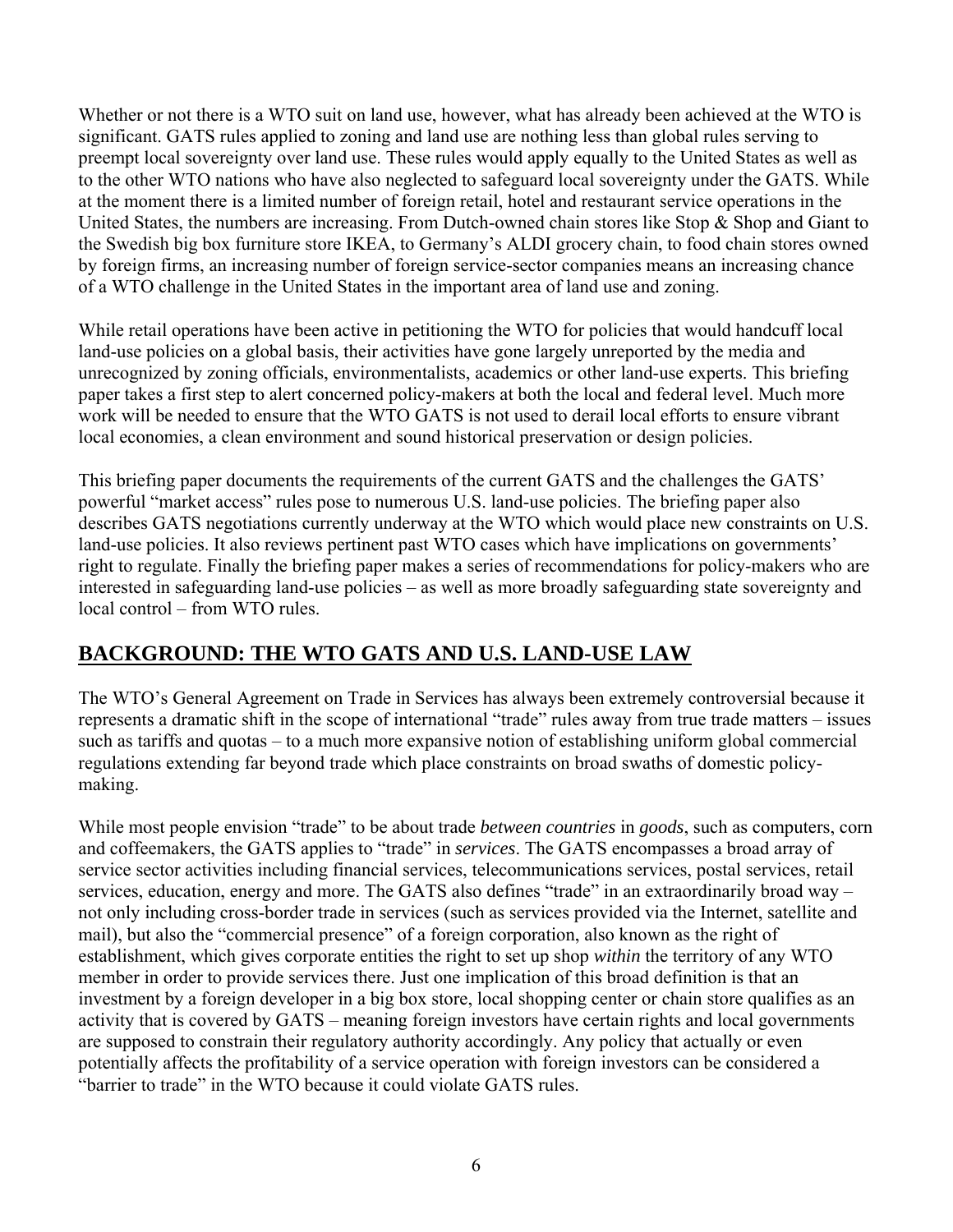Whether or not there is a WTO suit on land use, however, what has already been achieved at the WTO is significant. GATS rules applied to zoning and land use are nothing less than global rules serving to preempt local sovereignty over land use. These rules would apply equally to the United States as well as to the other WTO nations who have also neglected to safeguard local sovereignty under the GATS. While at the moment there is a limited number of foreign retail, hotel and restaurant service operations in the United States, the numbers are increasing. From Dutch-owned chain stores like Stop & Shop and Giant to the Swedish big box furniture store IKEA, to Germany's ALDI grocery chain, to food chain stores owned by foreign firms, an increasing number of foreign service-sector companies means an increasing chance of a WTO challenge in the United States in the important area of land use and zoning.

While retail operations have been active in petitioning the WTO for policies that would handcuff local land-use policies on a global basis, their activities have gone largely unreported by the media and unrecognized by zoning officials, environmentalists, academics or other land-use experts. This briefing paper takes a first step to alert concerned policy-makers at both the local and federal level. Much more work will be needed to ensure that the WTO GATS is not used to derail local efforts to ensure vibrant local economies, a clean environment and sound historical preservation or design policies.

This briefing paper documents the requirements of the current GATS and the challenges the GATS' powerful "market access" rules pose to numerous U.S. land-use policies. The briefing paper also describes GATS negotiations currently underway at the WTO which would place new constraints on U.S. land-use policies. It also reviews pertinent past WTO cases which have implications on governments' right to regulate. Finally the briefing paper makes a series of recommendations for policy-makers who are interested in safeguarding land-use policies – as well as more broadly safeguarding state sovereignty and local control – from WTO rules.

## BACKGROUND: THE WTO GATS AND U.S. LAND-USE LAW

The WTO's General Agreement on Trade in Services has always been extremely controversial because it represents a dramatic shift in the scope of international "trade" rules away from true trade matters – issues such as tariffs and quotas – to a much more expansive notion of establishing uniform global commercial regulations extending far beyond trade which place constraints on broad swaths of domestic policy-making.

While most people envision "trade" to be about trade *between countries* in *goods*, such as computers, corn and coffeemakers, the GATS applies to "trade" in *services*. The GATS encompasses a broad array of service sector activities including financial services, telecommunications services, postal services, retail services, education, energy and more. The GATS also defines "trade" in an extraordinarily broad way – not only including cross-border trade in services (such as services provided via the Internet, satellite and mail), but also the "commercial presence" of a foreign corporation, also known as the right of establishment, which gives corporate entities the right to set up shop *within* the territory of any WTO member in order to provide services there. Just one implication of this broad definition is that an investment by a foreign developer in a big box store, local shopping center or chain store qualifies as an activity that is covered by GATS – meaning foreign investors have certain rights and local governments are supposed to constrain their regulatory authority accordingly. Any policy that actually or even potentially affects the profitability of a service operation with foreign investors can be considered a "barrier to trade" in the WTO because it could violate GATS rules.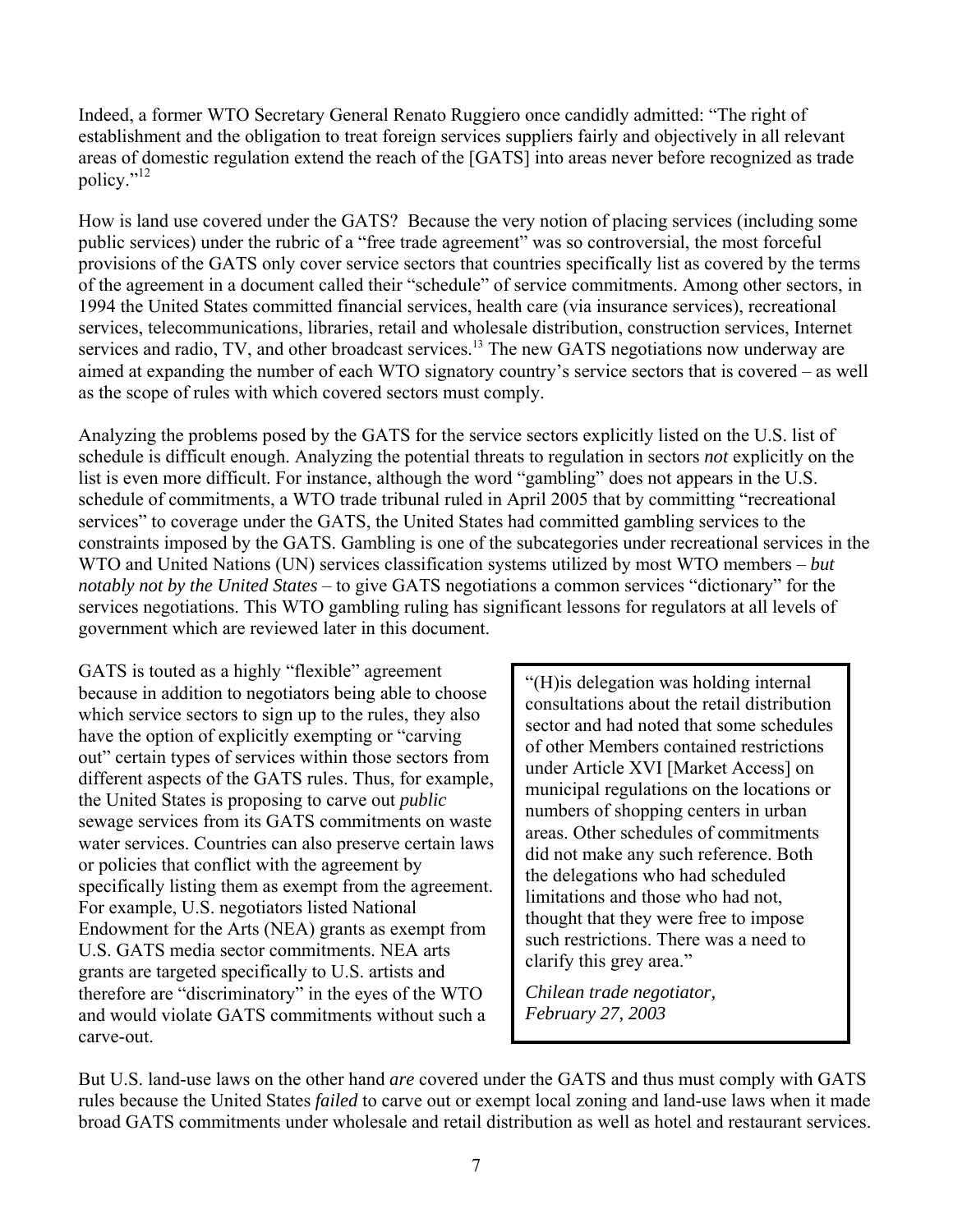Indeed, a former WTO Secretary General Renato Ruggiero once candidly admitted: "The right of establishment and the obligation to treat foreign services suppliers fairly and objectively in all relevant areas of domestic regulation extend the reach of the [GATS] into areas never before recognized as trade policy."[12]

How is land use covered under the GATS? Because the very notion of placing services (including some public services) under the rubric of a "free trade agreement" was so controversial, the most forceful provisions of the GATS only cover service sectors that countries specifically list as covered by the terms of the agreement in a document called their "schedule" of service commitments. Among other sectors, in 1994 the United States committed financial services, health care (via insurance services), recreational services, telecommunications, libraries, retail and wholesale distribution, construction services, Internet services and radio, TV, and other broadcast services.[13] The new GATS negotiations now underway are aimed at expanding the number of each WTO signatory country's service sectors that is covered – as well as the scope of rules with which covered sectors must comply.

Analyzing the problems posed by the GATS for the service sectors explicitly listed on the U.S. list of schedule is difficult enough. Analyzing the potential threats to regulation in sectors *not* explicitly on the list is even more difficult. For instance, although the word "gambling" does not appears in the U.S. schedule of commitments, a WTO trade tribunal ruled in April 2005 that by committing "recreational services" to coverage under the GATS, the United States had committed gambling services to the constraints imposed by the GATS. Gambling is one of the subcategories under recreational services in the WTO and United Nations (UN) services classification systems utilized by most WTO members – *but notably not by the United States* – to give GATS negotiations a common services "dictionary" for the services negotiations. This WTO gambling ruling has significant lessons for regulators at all levels of government which are reviewed later in this document.

GATS is touted as a highly "flexible" agreement because in addition to negotiators being able to choose which service sectors to sign up to the rules, they also have the option of explicitly exempting or "carving out" certain types of services within those sectors from different aspects of the GATS rules. Thus, for example, the United States is proposing to carve out *public* sewage services from its GATS commitments on waste water services. Countries can also preserve certain laws or policies that conflict with the agreement by specifically listing them as exempt from the agreement. For example, U.S. negotiators listed National Endowment for the Arts (NEA) grants as exempt from U.S. GATS media sector commitments. NEA arts grants are targeted specifically to U.S. artists and therefore are "discriminatory" in the eyes of the WTO and would violate GATS commitments without such a carve-out.

> "(H)is delegation was holding internal consultations about the retail distribution sector and had noted that some schedules of other Members contained restrictions under Article XVI [Market Access] on municipal regulations on the locations or numbers of shopping centers in urban areas. Other schedules of commitments did not make any such reference. Both the delegations who had scheduled limitations and those who had not, thought that they were free to impose such restrictions. There was a need to clarify this grey area."
>
> *Chilean trade negotiator, February 27, 2003*

But U.S. land-use laws on the other hand *are* covered under the GATS and thus must comply with GATS rules because the United States *failed* to carve out or exempt local zoning and land-use laws when it made broad GATS commitments under wholesale and retail distribution as well as hotel and restaurant services.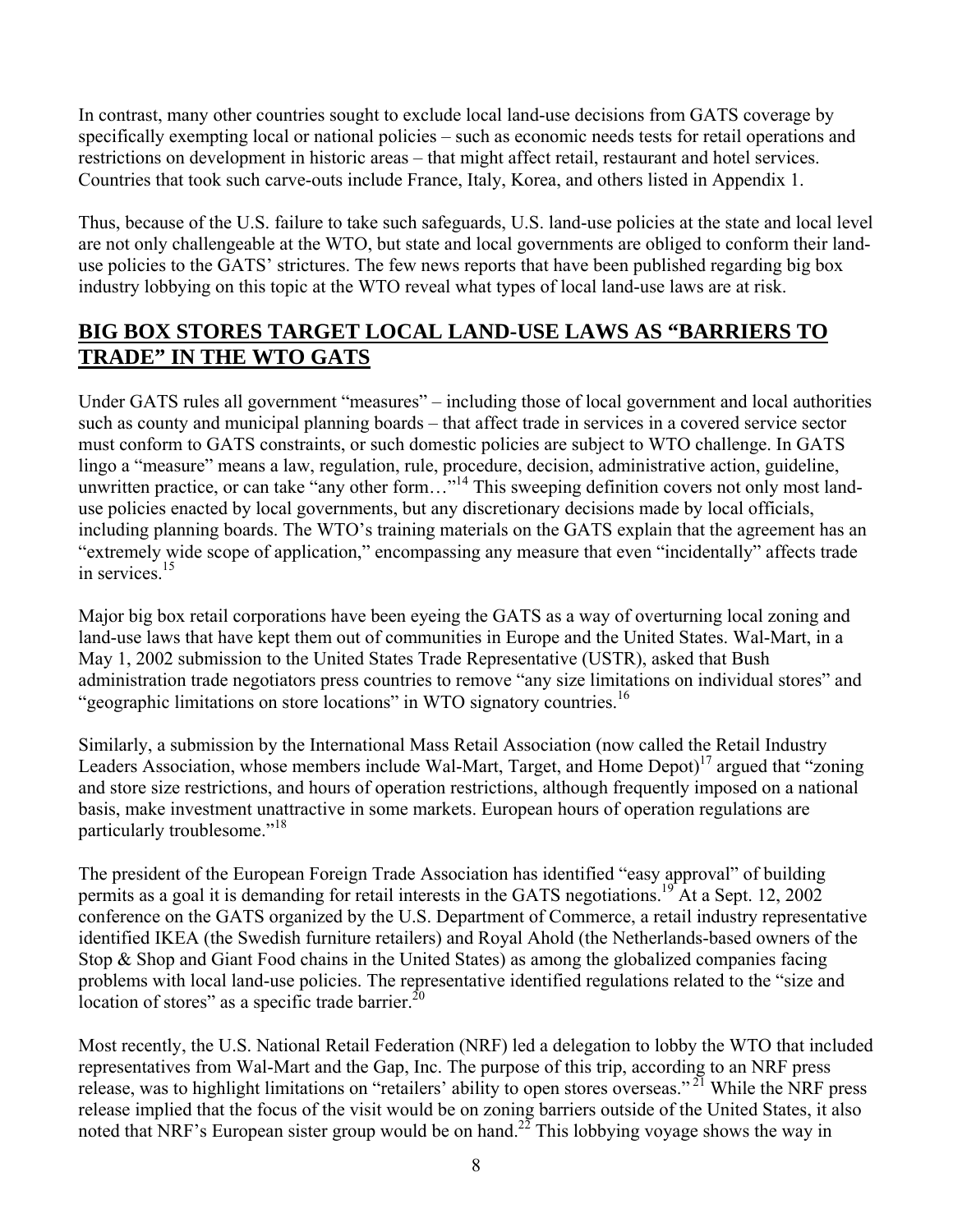In contrast, many other countries sought to exclude local land-use decisions from GATS coverage by specifically exempting local or national policies – such as economic needs tests for retail operations and restrictions on development in historic areas – that might affect retail, restaurant and hotel services. Countries that took such carve-outs include France, Italy, Korea, and others listed in Appendix 1.

Thus, because of the U.S. failure to take such safeguards, U.S. land-use policies at the state and local level are not only challengeable at the WTO, but state and local governments are obliged to conform their land-use policies to the GATS' strictures. The few news reports that have been published regarding big box industry lobbying on this topic at the WTO reveal what types of local land-use laws are at risk.

## BIG BOX STORES TARGET LOCAL LAND-USE LAWS AS "BARRIERS TO TRADE" IN THE WTO GATS

Under GATS rules all government "measures" – including those of local government and local authorities such as county and municipal planning boards – that affect trade in services in a covered service sector must conform to GATS constraints, or such domestic policies are subject to WTO challenge. In GATS lingo a "measure" means a law, regulation, rule, procedure, decision, administrative action, guideline, unwritten practice, or can take "any other form…"[14] This sweeping definition covers not only most land-use policies enacted by local governments, but any discretionary decisions made by local officials, including planning boards. The WTO's training materials on the GATS explain that the agreement has an "extremely wide scope of application," encompassing any measure that even "incidentally" affects trade in services.[15]

Major big box retail corporations have been eyeing the GATS as a way of overturning local zoning and land-use laws that have kept them out of communities in Europe and the United States. Wal-Mart, in a May 1, 2002 submission to the United States Trade Representative (USTR), asked that Bush administration trade negotiators press countries to remove "any size limitations on individual stores" and "geographic limitations on store locations" in WTO signatory countries.[16]

Similarly, a submission by the International Mass Retail Association (now called the Retail Industry Leaders Association, whose members include Wal-Mart, Target, and Home Depot)[17] argued that "zoning and store size restrictions, and hours of operation restrictions, although frequently imposed on a national basis, make investment unattractive in some markets. European hours of operation regulations are particularly troublesome."[18]

The president of the European Foreign Trade Association has identified "easy approval" of building permits as a goal it is demanding for retail interests in the GATS negotiations.[19] At a Sept. 12, 2002 conference on the GATS organized by the U.S. Department of Commerce, a retail industry representative identified IKEA (the Swedish furniture retailers) and Royal Ahold (the Netherlands-based owners of the Stop & Shop and Giant Food chains in the United States) as among the globalized companies facing problems with local land-use policies. The representative identified regulations related to the "size and location of stores" as a specific trade barrier.[20]

Most recently, the U.S. National Retail Federation (NRF) led a delegation to lobby the WTO that included representatives from Wal-Mart and the Gap, Inc. The purpose of this trip, according to an NRF press release, was to highlight limitations on "retailers' ability to open stores overseas."[21] While the NRF press release implied that the focus of the visit would be on zoning barriers outside of the United States, it also noted that NRF's European sister group would be on hand.[22] This lobbying voyage shows the way in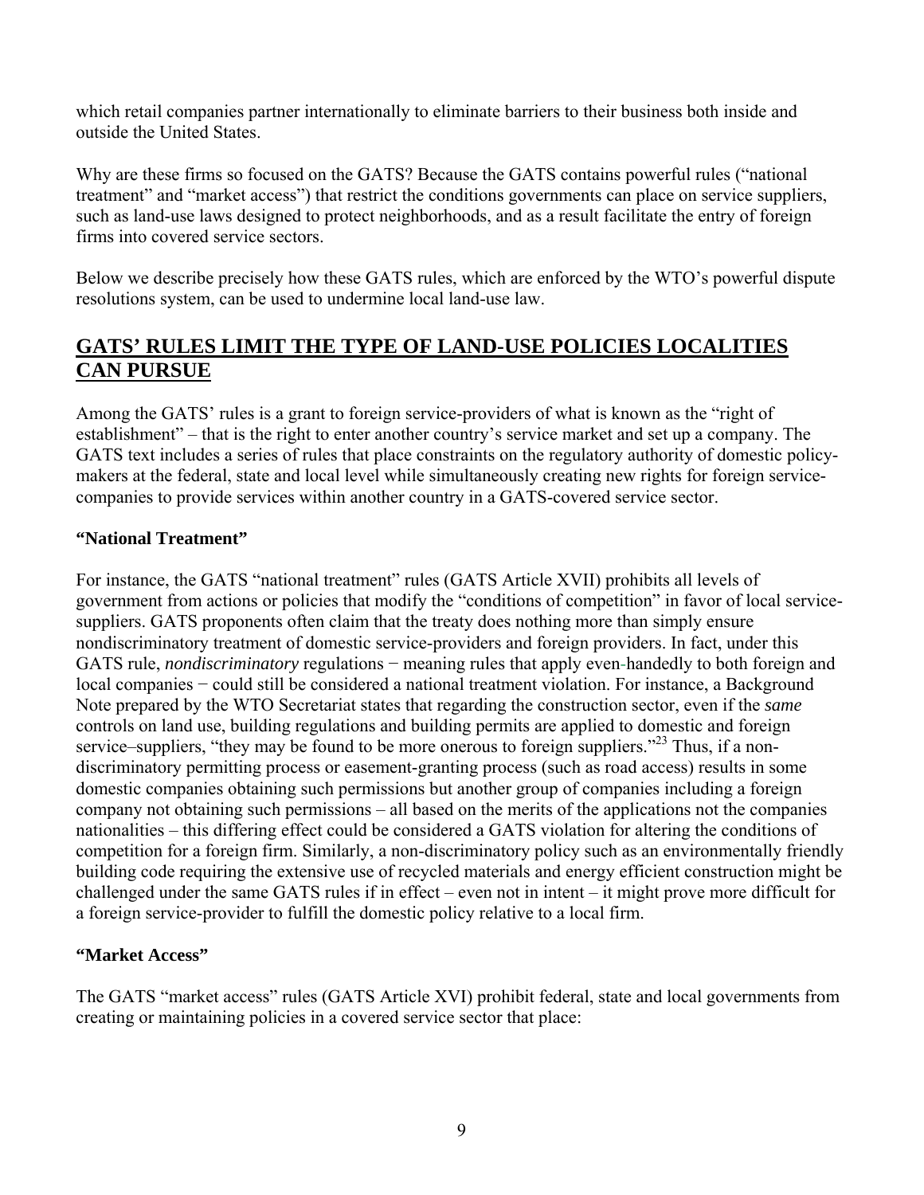which retail companies partner internationally to eliminate barriers to their business both inside and outside the United States.

Why are these firms so focused on the GATS? Because the GATS contains powerful rules ("national treatment" and "market access") that restrict the conditions governments can place on service suppliers, such as land-use laws designed to protect neighborhoods, and as a result facilitate the entry of foreign firms into covered service sectors.

Below we describe precisely how these GATS rules, which are enforced by the WTO's powerful dispute resolutions system, can be used to undermine local land-use law.

## GATS' RULES LIMIT THE TYPE OF LAND-USE POLICIES LOCALITIES CAN PURSUE

Among the GATS' rules is a grant to foreign service-providers of what is known as the "right of establishment" – that is the right to enter another country's service market and set up a company. The GATS text includes a series of rules that place constraints on the regulatory authority of domestic policy-makers at the federal, state and local level while simultaneously creating new rights for foreign service-companies to provide services within another country in a GATS-covered service sector.

### "National Treatment"

For instance, the GATS "national treatment" rules (GATS Article XVII) prohibits all levels of government from actions or policies that modify the "conditions of competition" in favor of local service-suppliers. GATS proponents often claim that the treaty does nothing more than simply ensure nondiscriminatory treatment of domestic service-providers and foreign providers. In fact, under this GATS rule, *nondiscriminatory* regulations − meaning rules that apply even-handedly to both foreign and local companies − could still be considered a national treatment violation. For instance, a Background Note prepared by the WTO Secretariat states that regarding the construction sector, even if the *same* controls on land use, building regulations and building permits are applied to domestic and foreign service–suppliers, "they may be found to be more onerous to foreign suppliers."[23] Thus, if a non-discriminatory permitting process or easement-granting process (such as road access) results in some domestic companies obtaining such permissions but another group of companies including a foreign company not obtaining such permissions – all based on the merits of the applications not the companies nationalities – this differing effect could be considered a GATS violation for altering the conditions of competition for a foreign firm. Similarly, a non-discriminatory policy such as an environmentally friendly building code requiring the extensive use of recycled materials and energy efficient construction might be challenged under the same GATS rules if in effect – even not in intent – it might prove more difficult for a foreign service-provider to fulfill the domestic policy relative to a local firm.

### "Market Access"

The GATS "market access" rules (GATS Article XVI) prohibit federal, state and local governments from creating or maintaining policies in a covered service sector that place: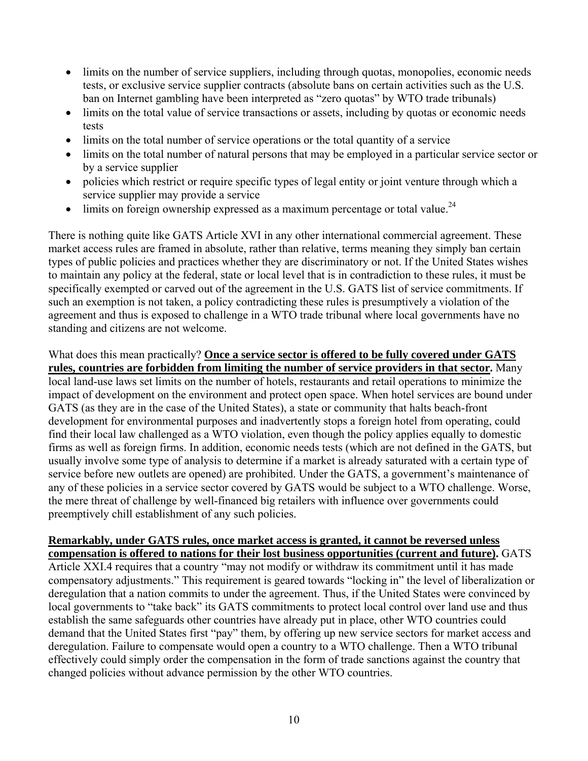- limits on the number of service suppliers, including through quotas, monopolies, economic needs tests, or exclusive service supplier contracts (absolute bans on certain activities such as the U.S. ban on Internet gambling have been interpreted as "zero quotas" by WTO trade tribunals)
- limits on the total value of service transactions or assets, including by quotas or economic needs tests
- limits on the total number of service operations or the total quantity of a service
- limits on the total number of natural persons that may be employed in a particular service sector or by a service supplier
- policies which restrict or require specific types of legal entity or joint venture through which a service supplier may provide a service
- limits on foreign ownership expressed as a maximum percentage or total value.[24]

There is nothing quite like GATS Article XVI in any other international commercial agreement. These market access rules are framed in absolute, rather than relative, terms meaning they simply ban certain types of public policies and practices whether they are discriminatory or not. If the United States wishes to maintain any policy at the federal, state or local level that is in contradiction to these rules, it must be specifically exempted or carved out of the agreement in the U.S. GATS list of service commitments. If such an exemption is not taken, a policy contradicting these rules is presumptively a violation of the agreement and thus is exposed to challenge in a WTO trade tribunal where local governments have no standing and citizens are not welcome.

What does this mean practically? **Once a service sector is offered to be fully covered under GATS rules, countries are forbidden from limiting the number of service providers in that sector.** Many local land-use laws set limits on the number of hotels, restaurants and retail operations to minimize the impact of development on the environment and protect open space. When hotel services are bound under GATS (as they are in the case of the United States), a state or community that halts beach-front development for environmental purposes and inadvertently stops a foreign hotel from operating, could find their local law challenged as a WTO violation, even though the policy applies equally to domestic firms as well as foreign firms. In addition, economic needs tests (which are not defined in the GATS, but usually involve some type of analysis to determine if a market is already saturated with a certain type of service before new outlets are opened) are prohibited. Under the GATS, a government's maintenance of any of these policies in a service sector covered by GATS would be subject to a WTO challenge. Worse, the mere threat of challenge by well-financed big retailers with influence over governments could preemptively chill establishment of any such policies.

**Remarkably, under GATS rules, once market access is granted, it cannot be reversed unless compensation is offered to nations for their lost business opportunities (current and future).** GATS Article XXI.4 requires that a country "may not modify or withdraw its commitment until it has made compensatory adjustments." This requirement is geared towards "locking in" the level of liberalization or deregulation that a nation commits to under the agreement. Thus, if the United States were convinced by local governments to "take back" its GATS commitments to protect local control over land use and thus establish the same safeguards other countries have already put in place, other WTO countries could demand that the United States first "pay" them, by offering up new service sectors for market access and deregulation. Failure to compensate would open a country to a WTO challenge. Then a WTO tribunal effectively could simply order the compensation in the form of trade sanctions against the country that changed policies without advance permission by the other WTO countries.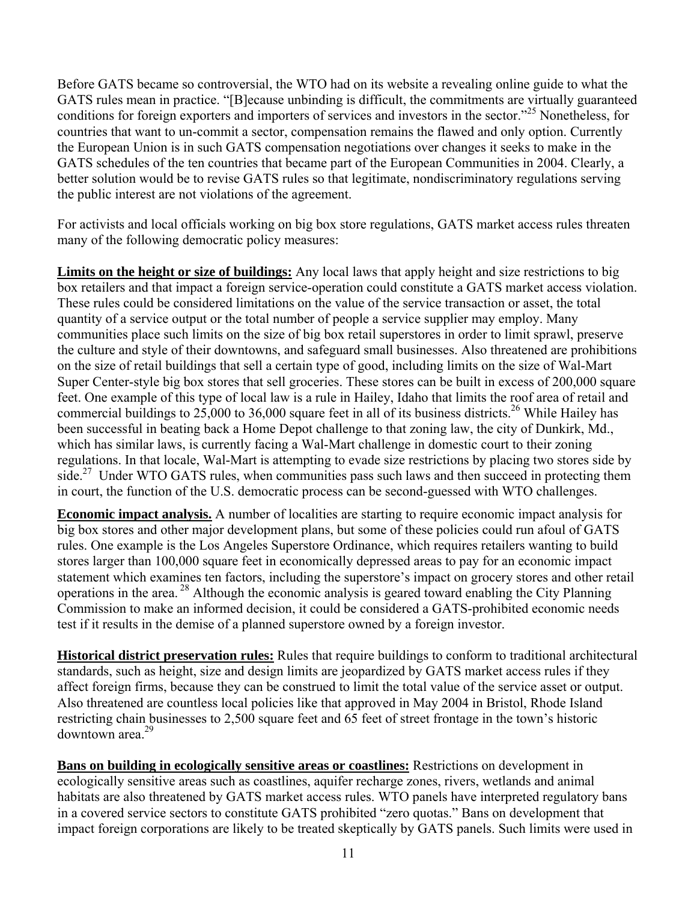Before GATS became so controversial, the WTO had on its website a revealing online guide to what the GATS rules mean in practice. "[B]ecause unbinding is difficult, the commitments are virtually guaranteed conditions for foreign exporters and importers of services and investors in the sector."[25] Nonetheless, for countries that want to un-commit a sector, compensation remains the flawed and only option. Currently the European Union is in such GATS compensation negotiations over changes it seeks to make in the GATS schedules of the ten countries that became part of the European Communities in 2004. Clearly, a better solution would be to revise GATS rules so that legitimate, nondiscriminatory regulations serving the public interest are not violations of the agreement.

For activists and local officials working on big box store regulations, GATS market access rules threaten many of the following democratic policy measures:

**Limits on the height or size of buildings:** Any local laws that apply height and size restrictions to big box retailers and that impact a foreign service-operation could constitute a GATS market access violation. These rules could be considered limitations on the value of the service transaction or asset, the total quantity of a service output or the total number of people a service supplier may employ. Many communities place such limits on the size of big box retail superstores in order to limit sprawl, preserve the culture and style of their downtowns, and safeguard small businesses. Also threatened are prohibitions on the size of retail buildings that sell a certain type of good, including limits on the size of Wal-Mart Super Center-style big box stores that sell groceries. These stores can be built in excess of 200,000 square feet. One example of this type of local law is a rule in Hailey, Idaho that limits the roof area of retail and commercial buildings to 25,000 to 36,000 square feet in all of its business districts.[26] While Hailey has been successful in beating back a Home Depot challenge to that zoning law, the city of Dunkirk, Md., which has similar laws, is currently facing a Wal-Mart challenge in domestic court to their zoning regulations. In that locale, Wal-Mart is attempting to evade size restrictions by placing two stores side by side.[27] Under WTO GATS rules, when communities pass such laws and then succeed in protecting them in court, the function of the U.S. democratic process can be second-guessed with WTO challenges.

**Economic impact analysis.** A number of localities are starting to require economic impact analysis for big box stores and other major development plans, but some of these policies could run afoul of GATS rules. One example is the Los Angeles Superstore Ordinance, which requires retailers wanting to build stores larger than 100,000 square feet in economically depressed areas to pay for an economic impact statement which examines ten factors, including the superstore's impact on grocery stores and other retail operations in the area.[28] Although the economic analysis is geared toward enabling the City Planning Commission to make an informed decision, it could be considered a GATS-prohibited economic needs test if it results in the demise of a planned superstore owned by a foreign investor.

**Historical district preservation rules:** Rules that require buildings to conform to traditional architectural standards, such as height, size and design limits are jeopardized by GATS market access rules if they affect foreign firms, because they can be construed to limit the total value of the service asset or output. Also threatened are countless local policies like that approved in May 2004 in Bristol, Rhode Island restricting chain businesses to 2,500 square feet and 65 feet of street frontage in the town's historic downtown area.[29]

**Bans on building in ecologically sensitive areas or coastlines:** Restrictions on development in ecologically sensitive areas such as coastlines, aquifer recharge zones, rivers, wetlands and animal habitats are also threatened by GATS market access rules. WTO panels have interpreted regulatory bans in a covered service sectors to constitute GATS prohibited "zero quotas." Bans on development that impact foreign corporations are likely to be treated skeptically by GATS panels. Such limits were used in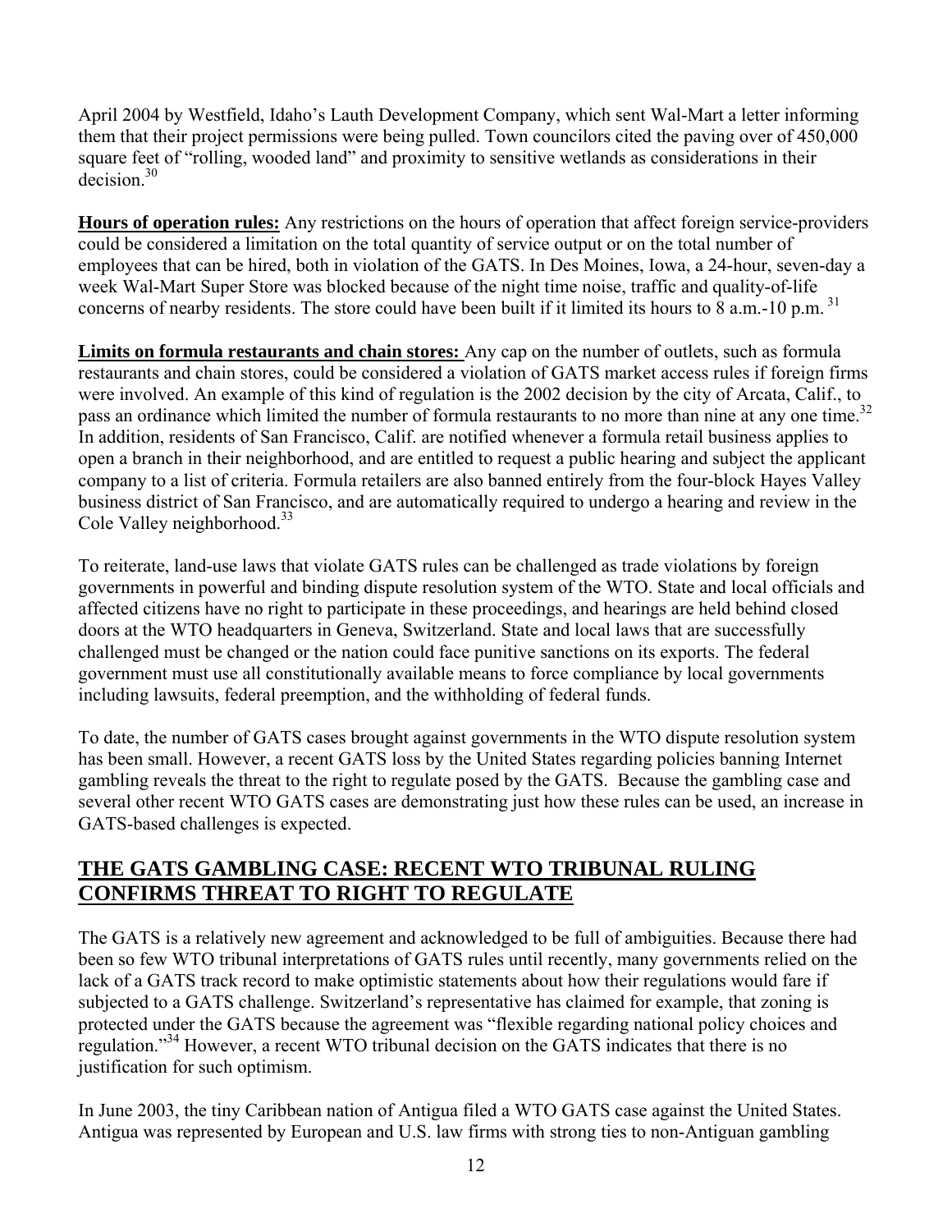April 2004 by Westfield, Idaho's Lauth Development Company, which sent Wal-Mart a letter informing them that their project permissions were being pulled. Town councilors cited the paving over of 450,000 square feet of "rolling, wooded land" and proximity to sensitive wetlands as considerations in their decision.[30]

**Hours of operation rules:** Any restrictions on the hours of operation that affect foreign service-providers could be considered a limitation on the total quantity of service output or on the total number of employees that can be hired, both in violation of the GATS. In Des Moines, Iowa, a 24-hour, seven-day a week Wal-Mart Super Store was blocked because of the night time noise, traffic and quality-of-life concerns of nearby residents. The store could have been built if it limited its hours to 8 a.m.-10 p.m.[31]

**Limits on formula restaurants and chain stores:** Any cap on the number of outlets, such as formula restaurants and chain stores, could be considered a violation of GATS market access rules if foreign firms were involved. An example of this kind of regulation is the 2002 decision by the city of Arcata, Calif., to pass an ordinance which limited the number of formula restaurants to no more than nine at any one time.[32] In addition, residents of San Francisco, Calif. are notified whenever a formula retail business applies to open a branch in their neighborhood, and are entitled to request a public hearing and subject the applicant company to a list of criteria. Formula retailers are also banned entirely from the four-block Hayes Valley business district of San Francisco, and are automatically required to undergo a hearing and review in the Cole Valley neighborhood.[33]

To reiterate, land-use laws that violate GATS rules can be challenged as trade violations by foreign governments in powerful and binding dispute resolution system of the WTO. State and local officials and affected citizens have no right to participate in these proceedings, and hearings are held behind closed doors at the WTO headquarters in Geneva, Switzerland. State and local laws that are successfully challenged must be changed or the nation could face punitive sanctions on its exports. The federal government must use all constitutionally available means to force compliance by local governments including lawsuits, federal preemption, and the withholding of federal funds.

To date, the number of GATS cases brought against governments in the WTO dispute resolution system has been small. However, a recent GATS loss by the United States regarding policies banning Internet gambling reveals the threat to the right to regulate posed by the GATS. Because the gambling case and several other recent WTO GATS cases are demonstrating just how these rules can be used, an increase in GATS-based challenges is expected.

## THE GATS GAMBLING CASE: RECENT WTO TRIBUNAL RULING CONFIRMS THREAT TO RIGHT TO REGULATE

The GATS is a relatively new agreement and acknowledged to be full of ambiguities. Because there had been so few WTO tribunal interpretations of GATS rules until recently, many governments relied on the lack of a GATS track record to make optimistic statements about how their regulations would fare if subjected to a GATS challenge. Switzerland's representative has claimed for example, that zoning is protected under the GATS because the agreement was "flexible regarding national policy choices and regulation."[34] However, a recent WTO tribunal decision on the GATS indicates that there is no justification for such optimism.

In June 2003, the tiny Caribbean nation of Antigua filed a WTO GATS case against the United States. Antigua was represented by European and U.S. law firms with strong ties to non-Antiguan gambling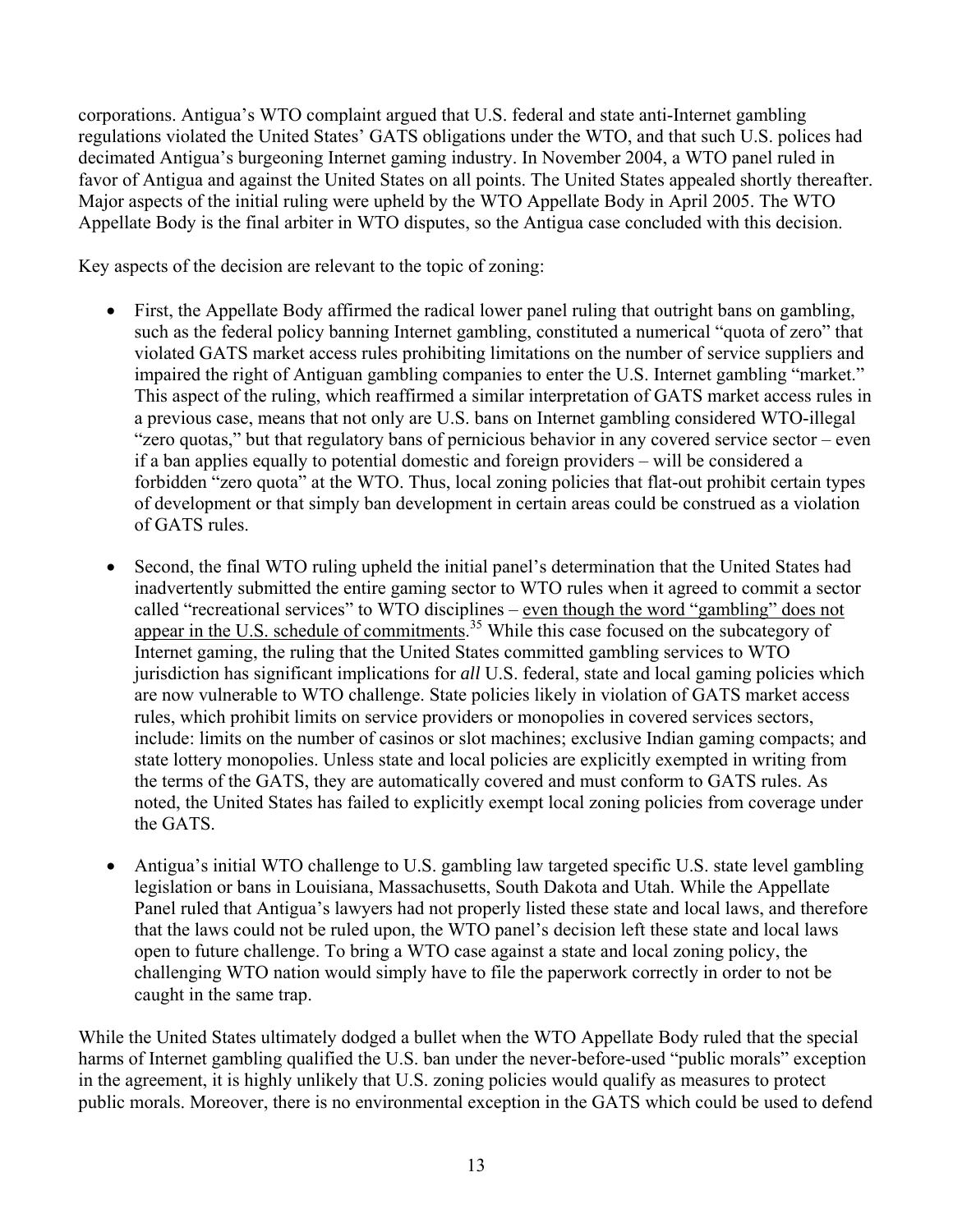corporations. Antigua's WTO complaint argued that U.S. federal and state anti-Internet gambling regulations violated the United States' GATS obligations under the WTO, and that such U.S. polices had decimated Antigua's burgeoning Internet gaming industry. In November 2004, a WTO panel ruled in favor of Antigua and against the United States on all points. The United States appealed shortly thereafter. Major aspects of the initial ruling were upheld by the WTO Appellate Body in April 2005. The WTO Appellate Body is the final arbiter in WTO disputes, so the Antigua case concluded with this decision.

Key aspects of the decision are relevant to the topic of zoning:

- First, the Appellate Body affirmed the radical lower panel ruling that outright bans on gambling, such as the federal policy banning Internet gambling, constituted a numerical "quota of zero" that violated GATS market access rules prohibiting limitations on the number of service suppliers and impaired the right of Antiguan gambling companies to enter the U.S. Internet gambling "market." This aspect of the ruling, which reaffirmed a similar interpretation of GATS market access rules in a previous case, means that not only are U.S. bans on Internet gambling considered WTO-illegal "zero quotas," but that regulatory bans of pernicious behavior in any covered service sector – even if a ban applies equally to potential domestic and foreign providers – will be considered a forbidden "zero quota" at the WTO. Thus, local zoning policies that flat-out prohibit certain types of development or that simply ban development in certain areas could be construed as a violation of GATS rules.

- Second, the final WTO ruling upheld the initial panel's determination that the United States had inadvertently submitted the entire gaming sector to WTO rules when it agreed to commit a sector called "recreational services" to WTO disciplines – <u>even though the word "gambling" does not appear in the U.S. schedule of commitments</u>.[35] While this case focused on the subcategory of Internet gaming, the ruling that the United States committed gambling services to WTO jurisdiction has significant implications for *all* U.S. federal, state and local gaming policies which are now vulnerable to WTO challenge. State policies likely in violation of GATS market access rules, which prohibit limits on service providers or monopolies in covered services sectors, include: limits on the number of casinos or slot machines; exclusive Indian gaming compacts; and state lottery monopolies. Unless state and local policies are explicitly exempted in writing from the terms of the GATS, they are automatically covered and must conform to GATS rules. As noted, the United States has failed to explicitly exempt local zoning policies from coverage under the GATS.

- Antigua's initial WTO challenge to U.S. gambling law targeted specific U.S. state level gambling legislation or bans in Louisiana, Massachusetts, South Dakota and Utah. While the Appellate Panel ruled that Antigua's lawyers had not properly listed these state and local laws, and therefore that the laws could not be ruled upon, the WTO panel's decision left these state and local laws open to future challenge. To bring a WTO case against a state and local zoning policy, the challenging WTO nation would simply have to file the paperwork correctly in order to not be caught in the same trap.

While the United States ultimately dodged a bullet when the WTO Appellate Body ruled that the special harms of Internet gambling qualified the U.S. ban under the never-before-used "public morals" exception in the agreement, it is highly unlikely that U.S. zoning policies would qualify as measures to protect public morals. Moreover, there is no environmental exception in the GATS which could be used to defend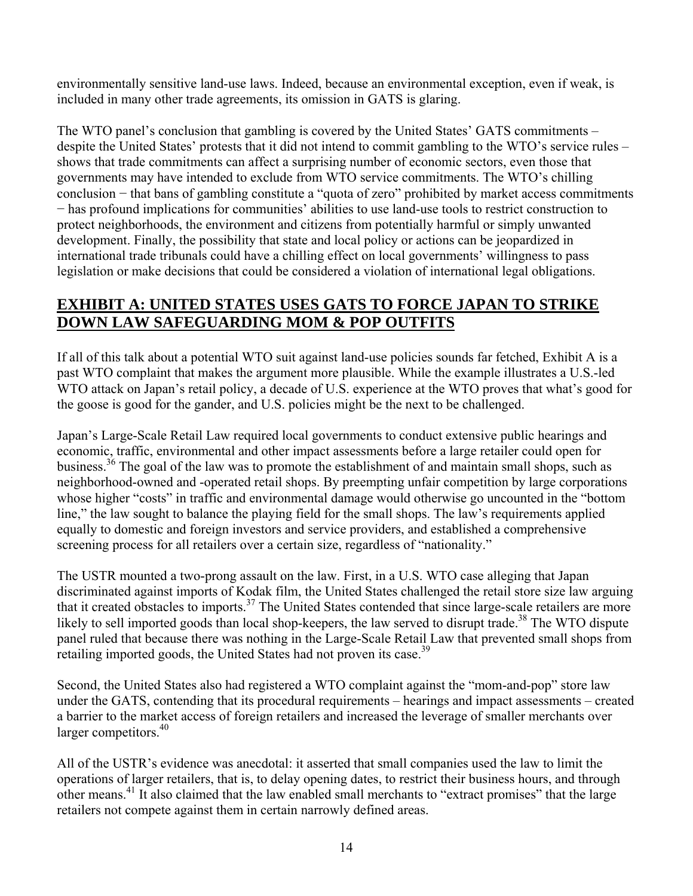environmentally sensitive land-use laws. Indeed, because an environmental exception, even if weak, is included in many other trade agreements, its omission in GATS is glaring.

The WTO panel's conclusion that gambling is covered by the United States' GATS commitments – despite the United States' protests that it did not intend to commit gambling to the WTO's service rules – shows that trade commitments can affect a surprising number of economic sectors, even those that governments may have intended to exclude from WTO service commitments. The WTO's chilling conclusion − that bans of gambling constitute a "quota of zero" prohibited by market access commitments − has profound implications for communities' abilities to use land-use tools to restrict construction to protect neighborhoods, the environment and citizens from potentially harmful or simply unwanted development. Finally, the possibility that state and local policy or actions can be jeopardized in international trade tribunals could have a chilling effect on local governments' willingness to pass legislation or make decisions that could be considered a violation of international legal obligations.

## EXHIBIT A: UNITED STATES USES GATS TO FORCE JAPAN TO STRIKE DOWN LAW SAFEGUARDING MOM & POP OUTFITS

If all of this talk about a potential WTO suit against land-use policies sounds far fetched, Exhibit A is a past WTO complaint that makes the argument more plausible. While the example illustrates a U.S.-led WTO attack on Japan's retail policy, a decade of U.S. experience at the WTO proves that what's good for the goose is good for the gander, and U.S. policies might be the next to be challenged.

Japan's Large-Scale Retail Law required local governments to conduct extensive public hearings and economic, traffic, environmental and other impact assessments before a large retailer could open for business.[36] The goal of the law was to promote the establishment of and maintain small shops, such as neighborhood-owned and -operated retail shops. By preempting unfair competition by large corporations whose higher "costs" in traffic and environmental damage would otherwise go uncounted in the "bottom line," the law sought to balance the playing field for the small shops. The law's requirements applied equally to domestic and foreign investors and service providers, and established a comprehensive screening process for all retailers over a certain size, regardless of "nationality."

The USTR mounted a two-prong assault on the law. First, in a U.S. WTO case alleging that Japan discriminated against imports of Kodak film, the United States challenged the retail store size law arguing that it created obstacles to imports.[37] The United States contended that since large-scale retailers are more likely to sell imported goods than local shop-keepers, the law served to disrupt trade.[38] The WTO dispute panel ruled that because there was nothing in the Large-Scale Retail Law that prevented small shops from retailing imported goods, the United States had not proven its case.[39]

Second, the United States also had registered a WTO complaint against the "mom-and-pop" store law under the GATS, contending that its procedural requirements – hearings and impact assessments – created a barrier to the market access of foreign retailers and increased the leverage of smaller merchants over larger competitors.[40]

All of the USTR's evidence was anecdotal: it asserted that small companies used the law to limit the operations of larger retailers, that is, to delay opening dates, to restrict their business hours, and through other means.[41] It also claimed that the law enabled small merchants to "extract promises" that the large retailers not compete against them in certain narrowly defined areas.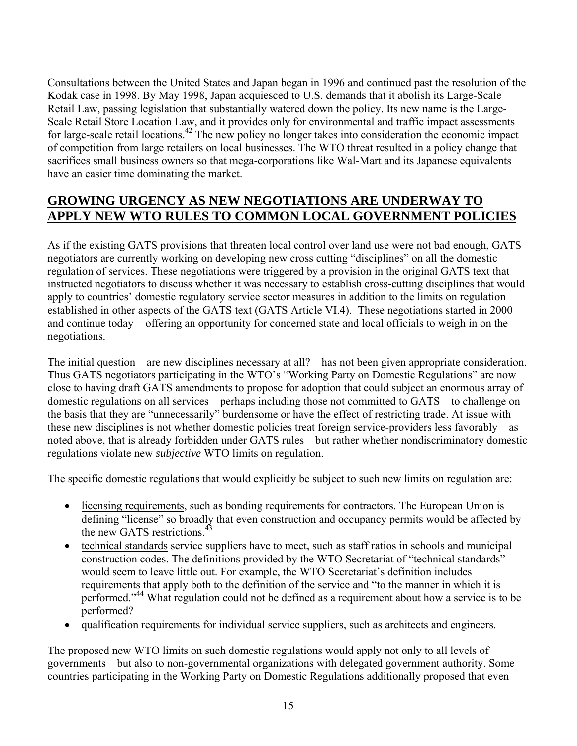Consultations between the United States and Japan began in 1996 and continued past the resolution of the Kodak case in 1998. By May 1998, Japan acquiesced to U.S. demands that it abolish its Large-Scale Retail Law, passing legislation that substantially watered down the policy. Its new name is the Large-Scale Retail Store Location Law, and it provides only for environmental and traffic impact assessments for large-scale retail locations.[42] The new policy no longer takes into consideration the economic impact of competition from large retailers on local businesses. The WTO threat resulted in a policy change that sacrifices small business owners so that mega-corporations like Wal-Mart and its Japanese equivalents have an easier time dominating the market.

## GROWING URGENCY AS NEW NEGOTIATIONS ARE UNDERWAY TO APPLY NEW WTO RULES TO COMMON LOCAL GOVERNMENT POLICIES

As if the existing GATS provisions that threaten local control over land use were not bad enough, GATS negotiators are currently working on developing new cross cutting "disciplines" on all the domestic regulation of services. These negotiations were triggered by a provision in the original GATS text that instructed negotiators to discuss whether it was necessary to establish cross-cutting disciplines that would apply to countries' domestic regulatory service sector measures in addition to the limits on regulation established in other aspects of the GATS text (GATS Article VI.4). These negotiations started in 2000 and continue today − offering an opportunity for concerned state and local officials to weigh in on the negotiations.

The initial question – are new disciplines necessary at all? – has not been given appropriate consideration. Thus GATS negotiators participating in the WTO's "Working Party on Domestic Regulations" are now close to having draft GATS amendments to propose for adoption that could subject an enormous array of domestic regulations on all services – perhaps including those not committed to GATS – to challenge on the basis that they are "unnecessarily" burdensome or have the effect of restricting trade. At issue with these new disciplines is not whether domestic policies treat foreign service-providers less favorably – as noted above, that is already forbidden under GATS rules – but rather whether nondiscriminatory domestic regulations violate new *subjective* WTO limits on regulation.

The specific domestic regulations that would explicitly be subject to such new limits on regulation are:

- licensing requirements, such as bonding requirements for contractors. The European Union is defining "license" so broadly that even construction and occupancy permits would be affected by the new GATS restrictions.[43]
- technical standards service suppliers have to meet, such as staff ratios in schools and municipal construction codes. The definitions provided by the WTO Secretariat of "technical standards" would seem to leave little out. For example, the WTO Secretariat's definition includes requirements that apply both to the definition of the service and "to the manner in which it is performed."[44] What regulation could not be defined as a requirement about how a service is to be performed?
- qualification requirements for individual service suppliers, such as architects and engineers.

The proposed new WTO limits on such domestic regulations would apply not only to all levels of governments – but also to non-governmental organizations with delegated government authority. Some countries participating in the Working Party on Domestic Regulations additionally proposed that even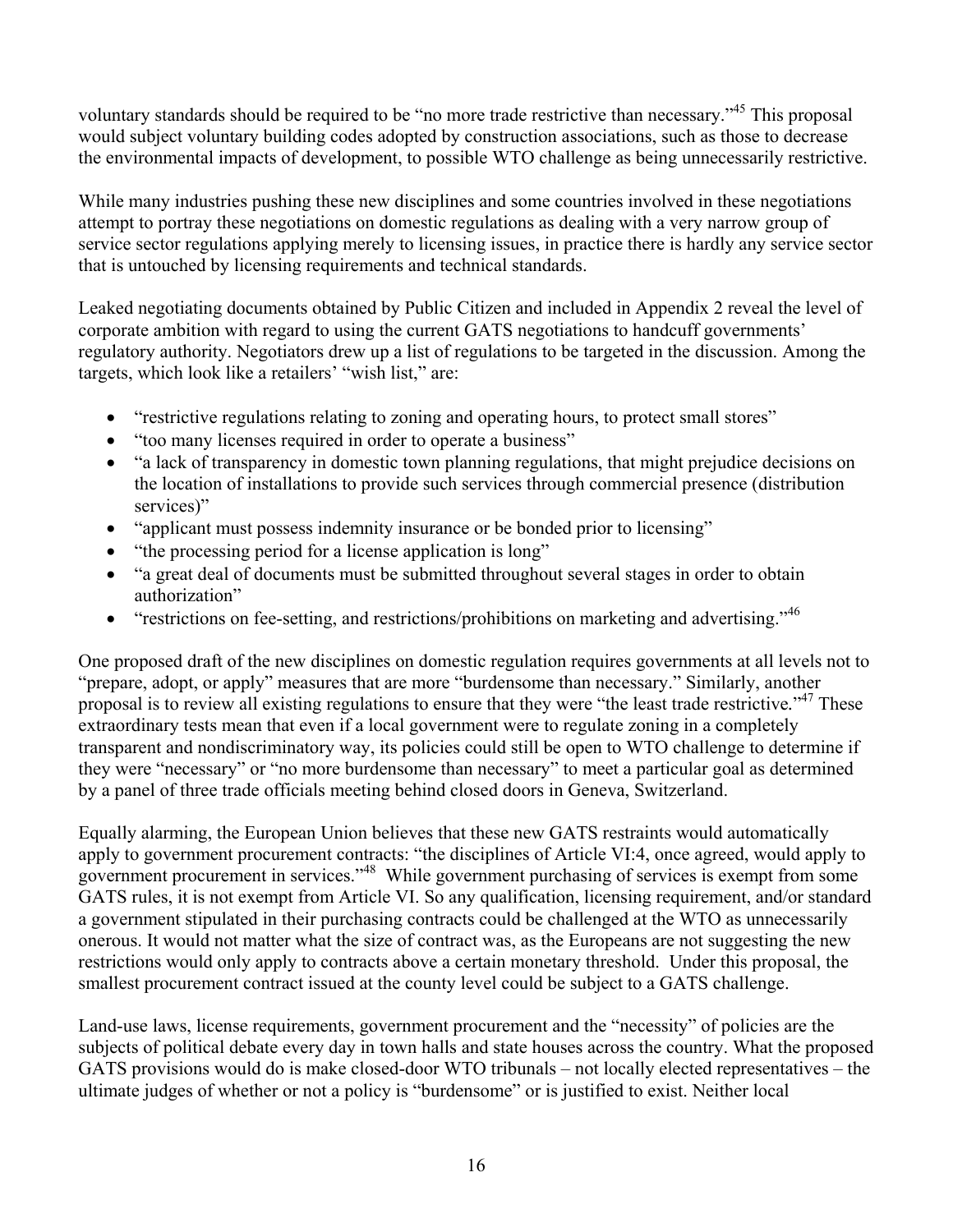voluntary standards should be required to be "no more trade restrictive than necessary."[45] This proposal would subject voluntary building codes adopted by construction associations, such as those to decrease the environmental impacts of development, to possible WTO challenge as being unnecessarily restrictive.

While many industries pushing these new disciplines and some countries involved in these negotiations attempt to portray these negotiations on domestic regulations as dealing with a very narrow group of service sector regulations applying merely to licensing issues, in practice there is hardly any service sector that is untouched by licensing requirements and technical standards.

Leaked negotiating documents obtained by Public Citizen and included in Appendix 2 reveal the level of corporate ambition with regard to using the current GATS negotiations to handcuff governments' regulatory authority. Negotiators drew up a list of regulations to be targeted in the discussion. Among the targets, which look like a retailers' "wish list," are:

- "restrictive regulations relating to zoning and operating hours, to protect small stores"
- "too many licenses required in order to operate a business"
- "a lack of transparency in domestic town planning regulations, that might prejudice decisions on the location of installations to provide such services through commercial presence (distribution services)"
- "applicant must possess indemnity insurance or be bonded prior to licensing"
- "the processing period for a license application is long"
- "a great deal of documents must be submitted throughout several stages in order to obtain authorization"
- "restrictions on fee-setting, and restrictions/prohibitions on marketing and advertising."[46]

One proposed draft of the new disciplines on domestic regulation requires governments at all levels not to "prepare, adopt, or apply" measures that are more "burdensome than necessary." Similarly, another proposal is to review all existing regulations to ensure that they were "the least trade restrictive."[47] These extraordinary tests mean that even if a local government were to regulate zoning in a completely transparent and nondiscriminatory way, its policies could still be open to WTO challenge to determine if they were "necessary" or "no more burdensome than necessary" to meet a particular goal as determined by a panel of three trade officials meeting behind closed doors in Geneva, Switzerland.

Equally alarming, the European Union believes that these new GATS restraints would automatically apply to government procurement contracts: "the disciplines of Article VI:4, once agreed, would apply to government procurement in services."[48] While government purchasing of services is exempt from some GATS rules, it is not exempt from Article VI. So any qualification, licensing requirement, and/or standard a government stipulated in their purchasing contracts could be challenged at the WTO as unnecessarily onerous. It would not matter what the size of contract was, as the Europeans are not suggesting the new restrictions would only apply to contracts above a certain monetary threshold. Under this proposal, the smallest procurement contract issued at the county level could be subject to a GATS challenge.

Land-use laws, license requirements, government procurement and the "necessity" of policies are the subjects of political debate every day in town halls and state houses across the country. What the proposed GATS provisions would do is make closed-door WTO tribunals – not locally elected representatives – the ultimate judges of whether or not a policy is "burdensome" or is justified to exist. Neither local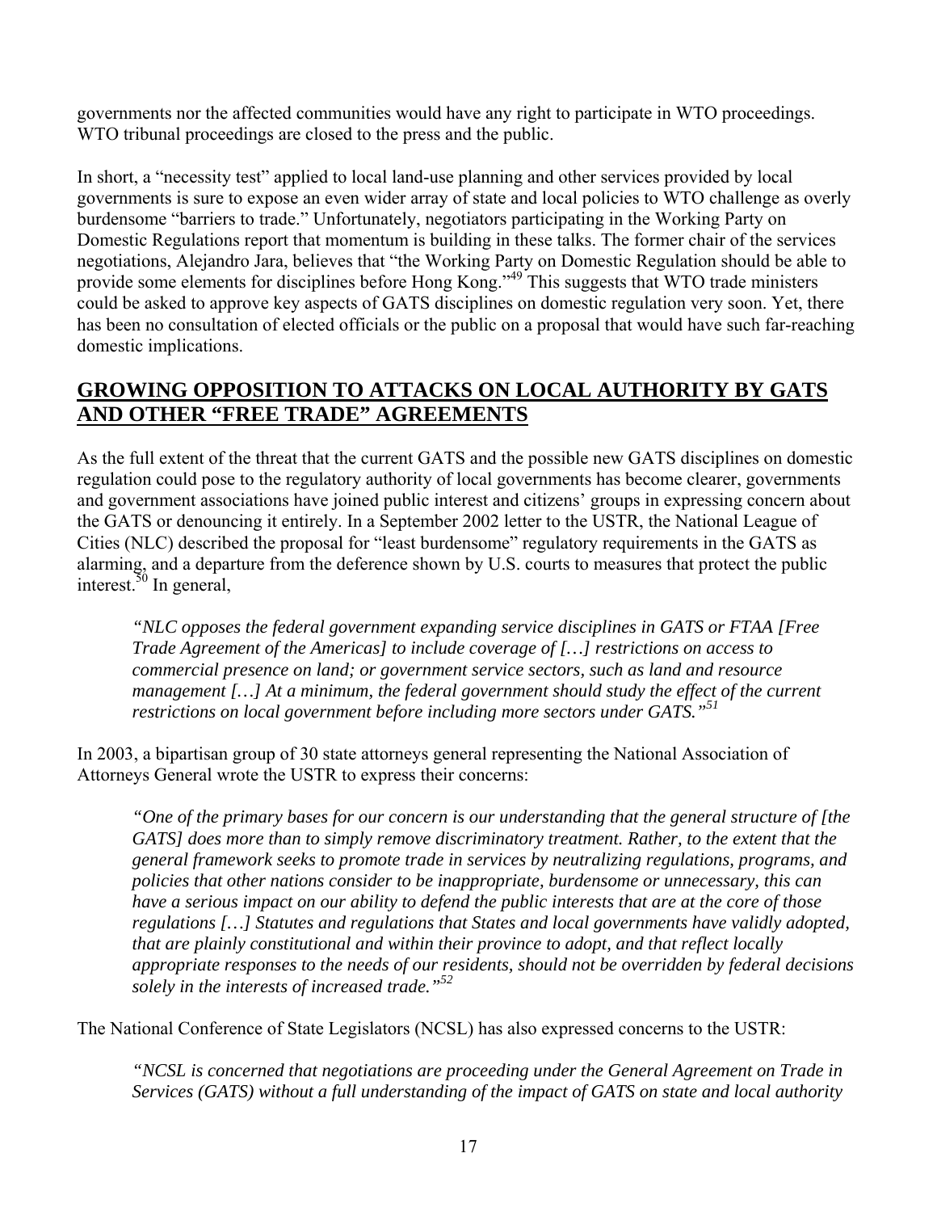governments nor the affected communities would have any right to participate in WTO proceedings. WTO tribunal proceedings are closed to the press and the public.

In short, a "necessity test" applied to local land-use planning and other services provided by local governments is sure to expose an even wider array of state and local policies to WTO challenge as overly burdensome "barriers to trade." Unfortunately, negotiators participating in the Working Party on Domestic Regulations report that momentum is building in these talks. The former chair of the services negotiations, Alejandro Jara, believes that "the Working Party on Domestic Regulation should be able to provide some elements for disciplines before Hong Kong."[49] This suggests that WTO trade ministers could be asked to approve key aspects of GATS disciplines on domestic regulation very soon. Yet, there has been no consultation of elected officials or the public on a proposal that would have such far-reaching domestic implications.

## GROWING OPPOSITION TO ATTACKS ON LOCAL AUTHORITY BY GATS AND OTHER "FREE TRADE" AGREEMENTS

As the full extent of the threat that the current GATS and the possible new GATS disciplines on domestic regulation could pose to the regulatory authority of local governments has become clearer, governments and government associations have joined public interest and citizens' groups in expressing concern about the GATS or denouncing it entirely. In a September 2002 letter to the USTR, the National League of Cities (NLC) described the proposal for "least burdensome" regulatory requirements in the GATS as alarming, and a departure from the deference shown by U.S. courts to measures that protect the public interest.[50] In general,

> *"NLC opposes the federal government expanding service disciplines in GATS or FTAA [Free Trade Agreement of the Americas] to include coverage of […] restrictions on access to commercial presence on land; or government service sectors, such as land and resource management […] At a minimum, the federal government should study the effect of the current restrictions on local government before including more sectors under GATS."*[51]

In 2003, a bipartisan group of 30 state attorneys general representing the National Association of Attorneys General wrote the USTR to express their concerns:

> *"One of the primary bases for our concern is our understanding that the general structure of [the GATS] does more than to simply remove discriminatory treatment. Rather, to the extent that the general framework seeks to promote trade in services by neutralizing regulations, programs, and policies that other nations consider to be inappropriate, burdensome or unnecessary, this can have a serious impact on our ability to defend the public interests that are at the core of those regulations […] Statutes and regulations that States and local governments have validly adopted, that are plainly constitutional and within their province to adopt, and that reflect locally appropriate responses to the needs of our residents, should not be overridden by federal decisions solely in the interests of increased trade."*[52]

The National Conference of State Legislators (NCSL) has also expressed concerns to the USTR:

> *"NCSL is concerned that negotiations are proceeding under the General Agreement on Trade in Services (GATS) without a full understanding of the impact of GATS on state and local authority*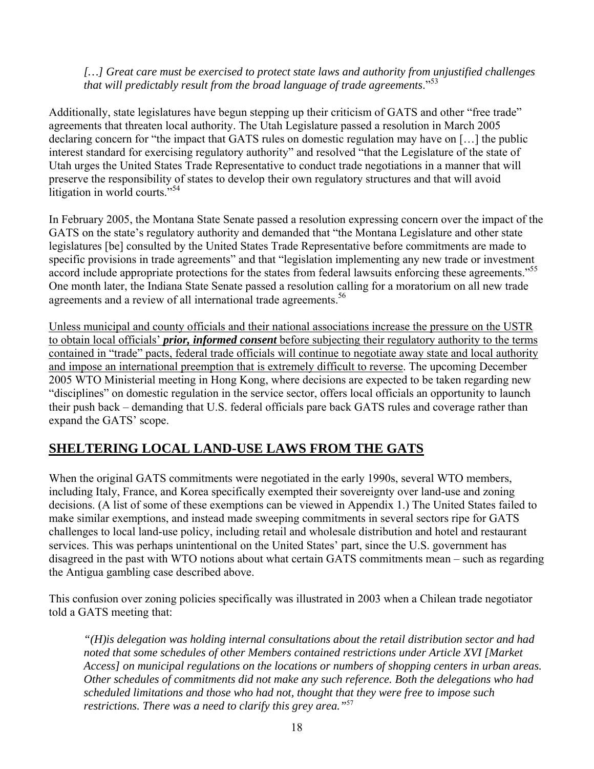*[…] Great care must be exercised to protect state laws and authority from unjustified challenges that will predictably result from the broad language of trade agreements*."[53]

Additionally, state legislatures have begun stepping up their criticism of GATS and other "free trade" agreements that threaten local authority. The Utah Legislature passed a resolution in March 2005 declaring concern for "the impact that GATS rules on domestic regulation may have on […] the public interest standard for exercising regulatory authority" and resolved "that the Legislature of the state of Utah urges the United States Trade Representative to conduct trade negotiations in a manner that will preserve the responsibility of states to develop their own regulatory structures and that will avoid litigation in world courts."[54]

In February 2005, the Montana State Senate passed a resolution expressing concern over the impact of the GATS on the state's regulatory authority and demanded that "the Montana Legislature and other state legislatures [be] consulted by the United States Trade Representative before commitments are made to specific provisions in trade agreements" and that "legislation implementing any new trade or investment accord include appropriate protections for the states from federal lawsuits enforcing these agreements."[55] One month later, the Indiana State Senate passed a resolution calling for a moratorium on all new trade agreements and a review of all international trade agreements.[56]

<u>Unless municipal and county officials and their national associations increase the pressure on the USTR to obtain local officials' ***prior, informed consent*** before subjecting their regulatory authority to the terms contained in "trade" pacts, federal trade officials will continue to negotiate away state and local authority and impose an international preemption that is extremely difficult to reverse</u>. The upcoming December 2005 WTO Ministerial meeting in Hong Kong, where decisions are expected to be taken regarding new "disciplines" on domestic regulation in the service sector, offers local officials an opportunity to launch their push back – demanding that U.S. federal officials pare back GATS rules and coverage rather than expand the GATS' scope.

## SHELTERING LOCAL LAND-USE LAWS FROM THE GATS

When the original GATS commitments were negotiated in the early 1990s, several WTO members, including Italy, France, and Korea specifically exempted their sovereignty over land-use and zoning decisions. (A list of some of these exemptions can be viewed in Appendix 1.) The United States failed to make similar exemptions, and instead made sweeping commitments in several sectors ripe for GATS challenges to local land-use policy, including retail and wholesale distribution and hotel and restaurant services. This was perhaps unintentional on the United States' part, since the U.S. government has disagreed in the past with WTO notions about what certain GATS commitments mean – such as regarding the Antigua gambling case described above.

This confusion over zoning policies specifically was illustrated in 2003 when a Chilean trade negotiator told a GATS meeting that:

*"(H)is delegation was holding internal consultations about the retail distribution sector and had noted that some schedules of other Members contained restrictions under Article XVI [Market Access] on municipal regulations on the locations or numbers of shopping centers in urban areas. Other schedules of commitments did not make any such reference. Both the delegations who had scheduled limitations and those who had not, thought that they were free to impose such restrictions. There was a need to clarify this grey area."*[57]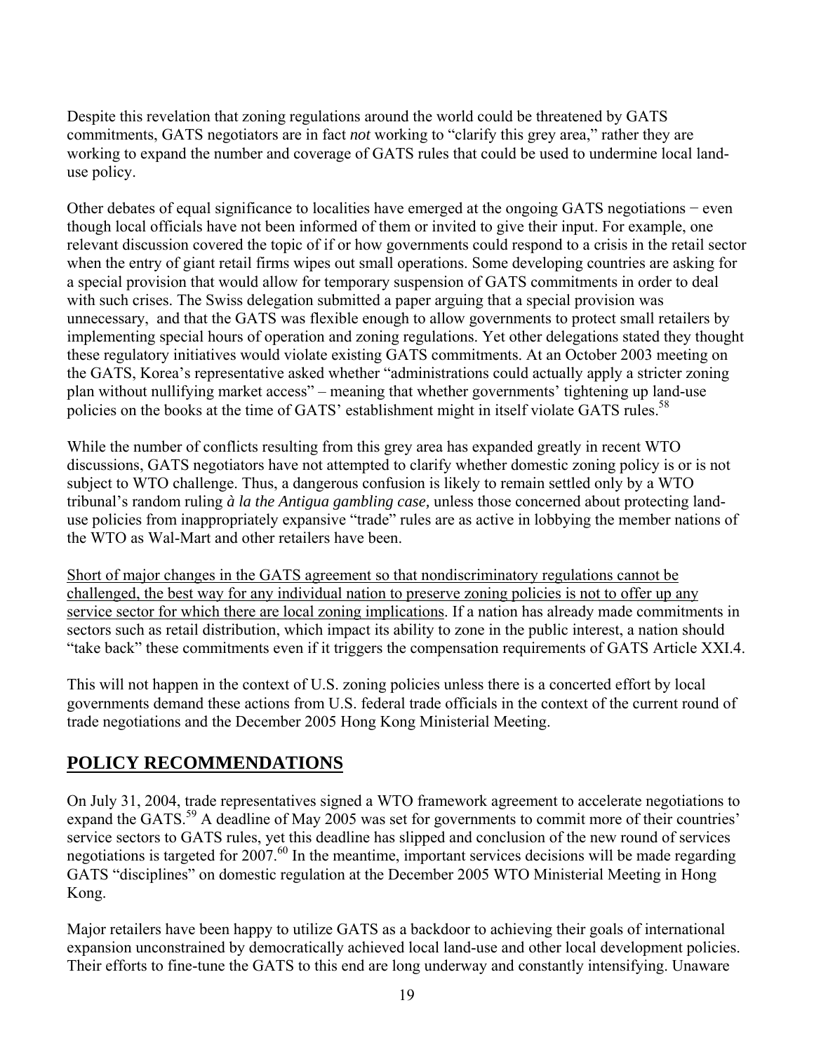Despite this revelation that zoning regulations around the world could be threatened by GATS commitments, GATS negotiators are in fact *not* working to "clarify this grey area," rather they are working to expand the number and coverage of GATS rules that could be used to undermine local land-use policy.

Other debates of equal significance to localities have emerged at the ongoing GATS negotiations − even though local officials have not been informed of them or invited to give their input. For example, one relevant discussion covered the topic of if or how governments could respond to a crisis in the retail sector when the entry of giant retail firms wipes out small operations. Some developing countries are asking for a special provision that would allow for temporary suspension of GATS commitments in order to deal with such crises. The Swiss delegation submitted a paper arguing that a special provision was unnecessary, and that the GATS was flexible enough to allow governments to protect small retailers by implementing special hours of operation and zoning regulations. Yet other delegations stated they thought these regulatory initiatives would violate existing GATS commitments. At an October 2003 meeting on the GATS, Korea's representative asked whether "administrations could actually apply a stricter zoning plan without nullifying market access" – meaning that whether governments' tightening up land-use policies on the books at the time of GATS' establishment might in itself violate GATS rules.[58]

While the number of conflicts resulting from this grey area has expanded greatly in recent WTO discussions, GATS negotiators have not attempted to clarify whether domestic zoning policy is or is not subject to WTO challenge. Thus, a dangerous confusion is likely to remain settled only by a WTO tribunal's random ruling *à la the Antigua gambling case,* unless those concerned about protecting land-use policies from inappropriately expansive "trade" rules are as active in lobbying the member nations of the WTO as Wal-Mart and other retailers have been.

Short of major changes in the GATS agreement so that nondiscriminatory regulations cannot be challenged, the best way for any individual nation to preserve zoning policies is not to offer up any service sector for which there are local zoning implications. If a nation has already made commitments in sectors such as retail distribution, which impact its ability to zone in the public interest, a nation should "take back" these commitments even if it triggers the compensation requirements of GATS Article XXI.4.

This will not happen in the context of U.S. zoning policies unless there is a concerted effort by local governments demand these actions from U.S. federal trade officials in the context of the current round of trade negotiations and the December 2005 Hong Kong Ministerial Meeting.

## POLICY RECOMMENDATIONS

On July 31, 2004, trade representatives signed a WTO framework agreement to accelerate negotiations to expand the GATS.[59] A deadline of May 2005 was set for governments to commit more of their countries' service sectors to GATS rules, yet this deadline has slipped and conclusion of the new round of services negotiations is targeted for 2007.[60] In the meantime, important services decisions will be made regarding GATS "disciplines" on domestic regulation at the December 2005 WTO Ministerial Meeting in Hong Kong.

Major retailers have been happy to utilize GATS as a backdoor to achieving their goals of international expansion unconstrained by democratically achieved local land-use and other local development policies. Their efforts to fine-tune the GATS to this end are long underway and constantly intensifying. Unaware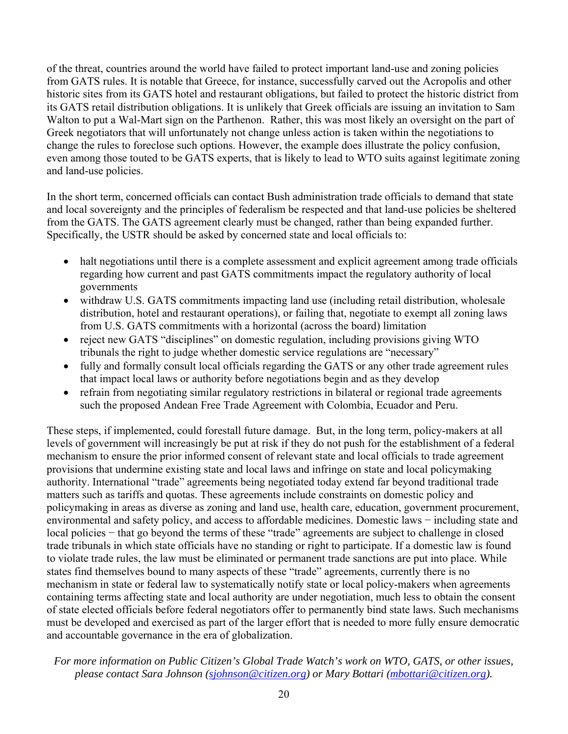of the threat, countries around the world have failed to protect important land-use and zoning policies from GATS rules. It is notable that Greece, for instance, successfully carved out the Acropolis and other historic sites from its GATS hotel and restaurant obligations, but failed to protect the historic district from its GATS retail distribution obligations. It is unlikely that Greek officials are issuing an invitation to Sam Walton to put a Wal-Mart sign on the Parthenon. Rather, this was most likely an oversight on the part of Greek negotiators that will unfortunately not change unless action is taken within the negotiations to change the rules to foreclose such options. However, the example does illustrate the policy confusion, even among those touted to be GATS experts, that is likely to lead to WTO suits against legitimate zoning and land-use policies.

In the short term, concerned officials can contact Bush administration trade officials to demand that state and local sovereignty and the principles of federalism be respected and that land-use policies be sheltered from the GATS. The GATS agreement clearly must be changed, rather than being expanded further. Specifically, the USTR should be asked by concerned state and local officials to:

- halt negotiations until there is a complete assessment and explicit agreement among trade officials regarding how current and past GATS commitments impact the regulatory authority of local governments
- withdraw U.S. GATS commitments impacting land use (including retail distribution, wholesale distribution, hotel and restaurant operations), or failing that, negotiate to exempt all zoning laws from U.S. GATS commitments with a horizontal (across the board) limitation
- reject new GATS "disciplines" on domestic regulation, including provisions giving WTO tribunals the right to judge whether domestic service regulations are "necessary"
- fully and formally consult local officials regarding the GATS or any other trade agreement rules that impact local laws or authority before negotiations begin and as they develop
- refrain from negotiating similar regulatory restrictions in bilateral or regional trade agreements such the proposed Andean Free Trade Agreement with Colombia, Ecuador and Peru.

These steps, if implemented, could forestall future damage. But, in the long term, policy-makers at all levels of government will increasingly be put at risk if they do not push for the establishment of a federal mechanism to ensure the prior informed consent of relevant state and local officials to trade agreement provisions that undermine existing state and local laws and infringe on state and local policymaking authority. International "trade" agreements being negotiated today extend far beyond traditional trade matters such as tariffs and quotas. These agreements include constraints on domestic policy and policymaking in areas as diverse as zoning and land use, health care, education, government procurement, environmental and safety policy, and access to affordable medicines. Domestic laws − including state and local policies − that go beyond the terms of these "trade" agreements are subject to challenge in closed trade tribunals in which state officials have no standing or right to participate. If a domestic law is found to violate trade rules, the law must be eliminated or permanent trade sanctions are put into place. While states find themselves bound to many aspects of these "trade" agreements, currently there is no mechanism in state or federal law to systematically notify state or local policy-makers when agreements containing terms affecting state and local authority are under negotiation, much less to obtain the consent of state elected officials before federal negotiators offer to permanently bind state laws. Such mechanisms must be developed and exercised as part of the larger effort that is needed to more fully ensure democratic and accountable governance in the era of globalization.

*For more information on Public Citizen's Global Trade Watch's work on WTO, GATS, or other issues, please contact Sara Johnson (sjohnson@citizen.org) or Mary Bottari (mbottari@citizen.org).*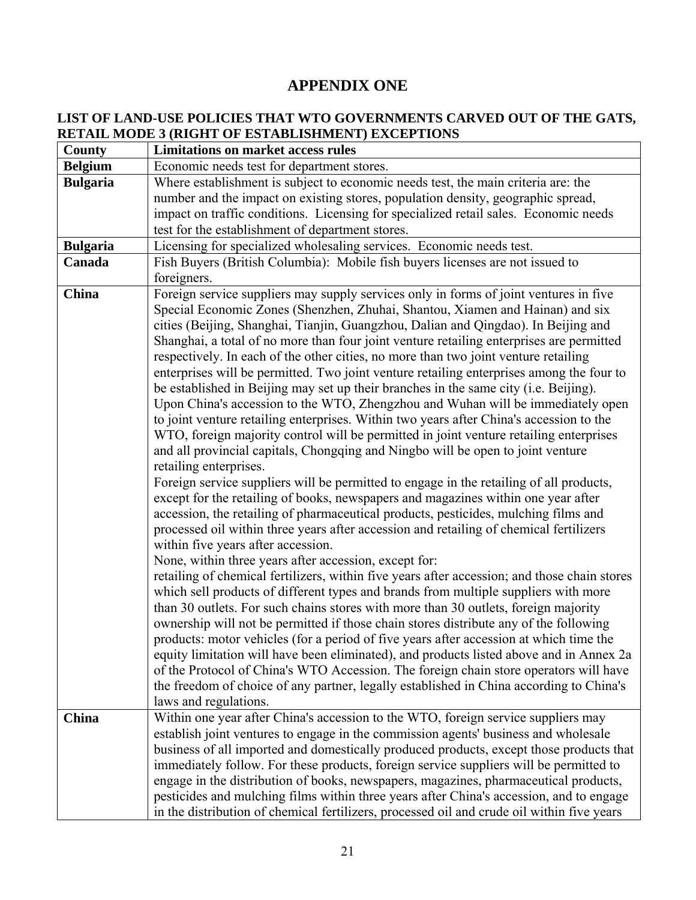# APPENDIX ONE

## LIST OF LAND-USE POLICIES THAT WTO GOVERNMENTS CARVED OUT OF THE GATS, RETAIL MODE 3 (RIGHT OF ESTABLISHMENT) EXCEPTIONS

| County | Limitations on market access rules |
|---|---|
| **Belgium** | Economic needs test for department stores. |
| **Bulgaria** | Where establishment is subject to economic needs test, the main criteria are: the number and the impact on existing stores, population density, geographic spread, impact on traffic conditions. Licensing for specialized retail sales. Economic needs test for the establishment of department stores. |
| **Bulgaria** | Licensing for specialized wholesaling services. Economic needs test. |
| **Canada** | Fish Buyers (British Columbia): Mobile fish buyers licenses are not issued to foreigners. |
| **China** | Foreign service suppliers may supply services only in forms of joint ventures in five Special Economic Zones (Shenzhen, Zhuhai, Shantou, Xiamen and Hainan) and six cities (Beijing, Shanghai, Tianjin, Guangzhou, Dalian and Qingdao). In Beijing and Shanghai, a total of no more than four joint venture retailing enterprises are permitted respectively. In each of the other cities, no more than two joint venture retailing enterprises will be permitted. Two joint venture retailing enterprises among the four to be established in Beijing may set up their branches in the same city (i.e. Beijing). Upon China's accession to the WTO, Zhengzhou and Wuhan will be immediately open to joint venture retailing enterprises. Within two years after China's accession to the WTO, foreign majority control will be permitted in joint venture retailing enterprises and all provincial capitals, Chongqing and Ningbo will be open to joint venture retailing enterprises.<br>Foreign service suppliers will be permitted to engage in the retailing of all products, except for the retailing of books, newspapers and magazines within one year after accession, the retailing of pharmaceutical products, pesticides, mulching films and processed oil within three years after accession and retailing of chemical fertilizers within five years after accession.<br>None, within three years after accession, except for:<br>retailing of chemical fertilizers, within five years after accession; and those chain stores which sell products of different types and brands from multiple suppliers with more than 30 outlets. For such chains stores with more than 30 outlets, foreign majority ownership will not be permitted if those chain stores distribute any of the following products: motor vehicles (for a period of five years after accession at which time the equity limitation will have been eliminated), and products listed above and in Annex 2a of the Protocol of China's WTO Accession. The foreign chain store operators will have the freedom of choice of any partner, legally established in China according to China's laws and regulations. |
| **China** | Within one year after China's accession to the WTO, foreign service suppliers may establish joint ventures to engage in the commission agents' business and wholesale business of all imported and domestically produced products, except those products that immediately follow. For these products, foreign service suppliers will be permitted to engage in the distribution of books, newspapers, magazines, pharmaceutical products, pesticides and mulching films within three years after China's accession, and to engage in the distribution of chemical fertilizers, processed oil and crude oil within five years |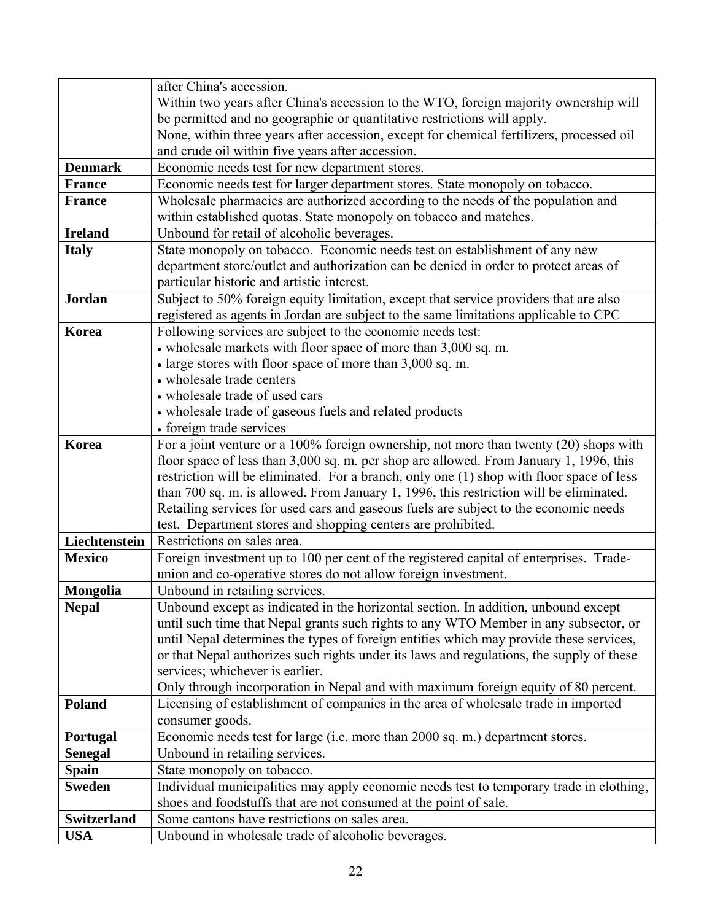| | |
|---|---|
| | after China's accession.<br>Within two years after China's accession to the WTO, foreign majority ownership will be permitted and no geographic or quantitative restrictions will apply.<br>None, within three years after accession, except for chemical fertilizers, processed oil and crude oil within five years after accession. |
| **Denmark** | Economic needs test for new department stores. |
| **France** | Economic needs test for larger department stores. State monopoly on tobacco. |
| **France** | Wholesale pharmacies are authorized according to the needs of the population and within established quotas. State monopoly on tobacco and matches. |
| **Ireland** | Unbound for retail of alcoholic beverages. |
| **Italy** | State monopoly on tobacco. Economic needs test on establishment of any new department store/outlet and authorization can be denied in order to protect areas of particular historic and artistic interest. |
| **Jordan** | Subject to 50% foreign equity limitation, except that service providers that are also registered as agents in Jordan are subject to the same limitations applicable to CPC |
| **Korea** | Following services are subject to the economic needs test:<br>• wholesale markets with floor space of more than 3,000 sq. m.<br>• large stores with floor space of more than 3,000 sq. m.<br>• wholesale trade centers<br>• wholesale trade of used cars<br>• wholesale trade of gaseous fuels and related products<br>• foreign trade services |
| **Korea** | For a joint venture or a 100% foreign ownership, not more than twenty (20) shops with floor space of less than 3,000 sq. m. per shop are allowed. From January 1, 1996, this restriction will be eliminated. For a branch, only one (1) shop with floor space of less than 700 sq. m. is allowed. From January 1, 1996, this restriction will be eliminated. Retailing services for used cars and gaseous fuels are subject to the economic needs test. Department stores and shopping centers are prohibited. |
| **Liechtenstein** | Restrictions on sales area. |
| **Mexico** | Foreign investment up to 100 per cent of the registered capital of enterprises. Trade-union and co-operative stores do not allow foreign investment. |
| **Mongolia** | Unbound in retailing services. |
| **Nepal** | Unbound except as indicated in the horizontal section. In addition, unbound except until such time that Nepal grants such rights to any WTO Member in any subsector, or until Nepal determines the types of foreign entities which may provide these services, or that Nepal authorizes such rights under its laws and regulations, the supply of these services; whichever is earlier.<br>Only through incorporation in Nepal and with maximum foreign equity of 80 percent. |
| **Poland** | Licensing of establishment of companies in the area of wholesale trade in imported consumer goods. |
| **Portugal** | Economic needs test for large (i.e. more than 2000 sq. m.) department stores. |
| **Senegal** | Unbound in retailing services. |
| **Spain** | State monopoly on tobacco. |
| **Sweden** | Individual municipalities may apply economic needs test to temporary trade in clothing, shoes and foodstuffs that are not consumed at the point of sale. |
| **Switzerland** | Some cantons have restrictions on sales area. |
| **USA** | Unbound in wholesale trade of alcoholic beverages. |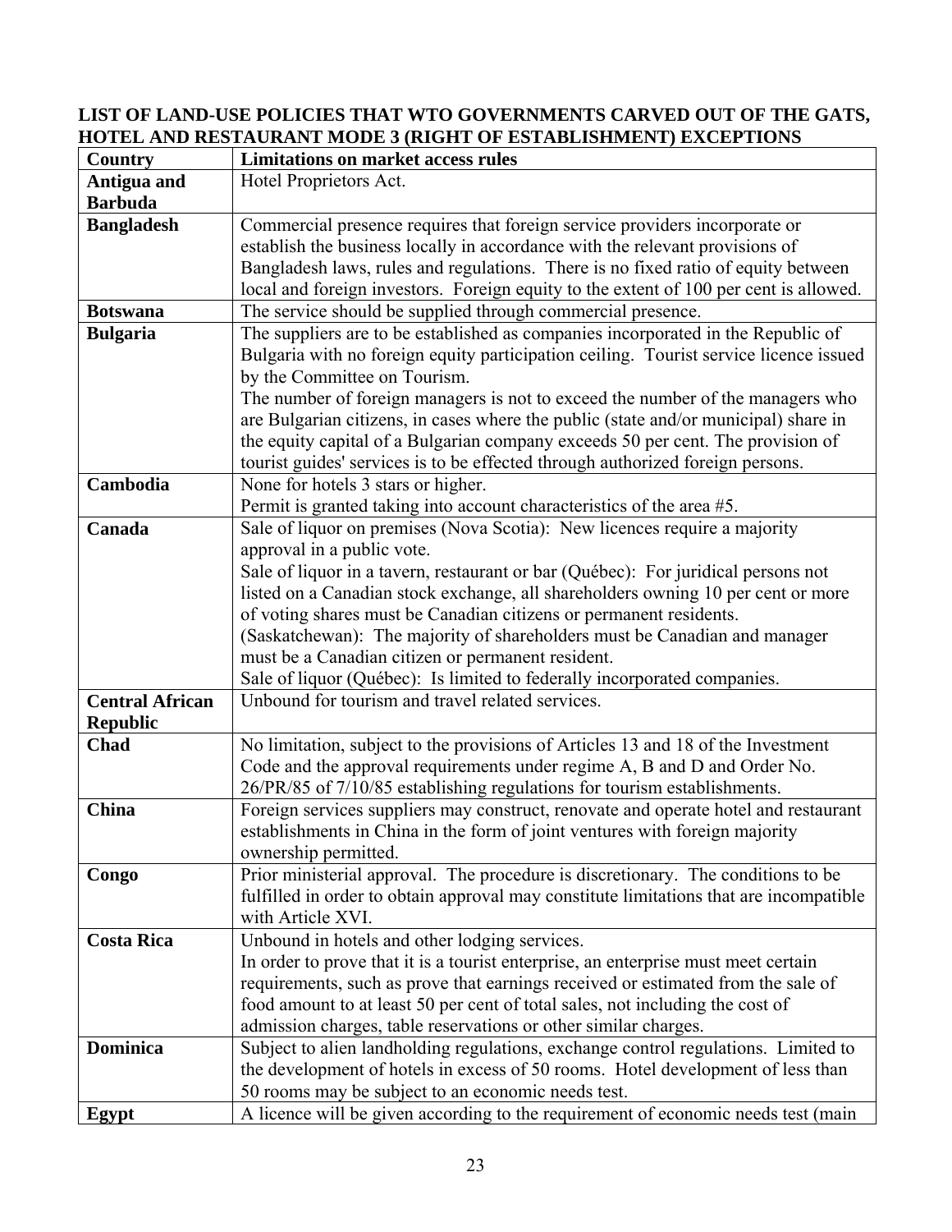**LIST OF LAND-USE POLICIES THAT WTO GOVERNMENTS CARVED OUT OF THE GATS, HOTEL AND RESTAURANT MODE 3 (RIGHT OF ESTABLISHMENT) EXCEPTIONS**

| Country | Limitations on market access rules |
|---|---|
| **Antigua and Barbuda** | Hotel Proprietors Act. |
| **Bangladesh** | Commercial presence requires that foreign service providers incorporate or establish the business locally in accordance with the relevant provisions of Bangladesh laws, rules and regulations. There is no fixed ratio of equity between local and foreign investors. Foreign equity to the extent of 100 per cent is allowed. |
| **Botswana** | The service should be supplied through commercial presence. |
| **Bulgaria** | The suppliers are to be established as companies incorporated in the Republic of Bulgaria with no foreign equity participation ceiling. Tourist service licence issued by the Committee on Tourism.<br>The number of foreign managers is not to exceed the number of the managers who are Bulgarian citizens, in cases where the public (state and/or municipal) share in the equity capital of a Bulgarian company exceeds 50 per cent. The provision of tourist guides' services is to be effected through authorized foreign persons. |
| **Cambodia** | None for hotels 3 stars or higher.<br>Permit is granted taking into account characteristics of the area #5. |
| **Canada** | Sale of liquor on premises (Nova Scotia): New licences require a majority approval in a public vote.<br>Sale of liquor in a tavern, restaurant or bar (Québec): For juridical persons not listed on a Canadian stock exchange, all shareholders owning 10 per cent or more of voting shares must be Canadian citizens or permanent residents.<br>(Saskatchewan): The majority of shareholders must be Canadian and manager must be a Canadian citizen or permanent resident.<br>Sale of liquor (Québec): Is limited to federally incorporated companies. |
| **Central African Republic** | Unbound for tourism and travel related services. |
| **Chad** | No limitation, subject to the provisions of Articles 13 and 18 of the Investment Code and the approval requirements under regime A, B and D and Order No. 26/PR/85 of 7/10/85 establishing regulations for tourism establishments. |
| **China** | Foreign services suppliers may construct, renovate and operate hotel and restaurant establishments in China in the form of joint ventures with foreign majority ownership permitted. |
| **Congo** | Prior ministerial approval. The procedure is discretionary. The conditions to be fulfilled in order to obtain approval may constitute limitations that are incompatible with Article XVI. |
| **Costa Rica** | Unbound in hotels and other lodging services.<br>In order to prove that it is a tourist enterprise, an enterprise must meet certain requirements, such as prove that earnings received or estimated from the sale of food amount to at least 50 per cent of total sales, not including the cost of admission charges, table reservations or other similar charges. |
| **Dominica** | Subject to alien landholding regulations, exchange control regulations. Limited to the development of hotels in excess of 50 rooms. Hotel development of less than 50 rooms may be subject to an economic needs test. |
| **Egypt** | A licence will be given according to the requirement of economic needs test (main |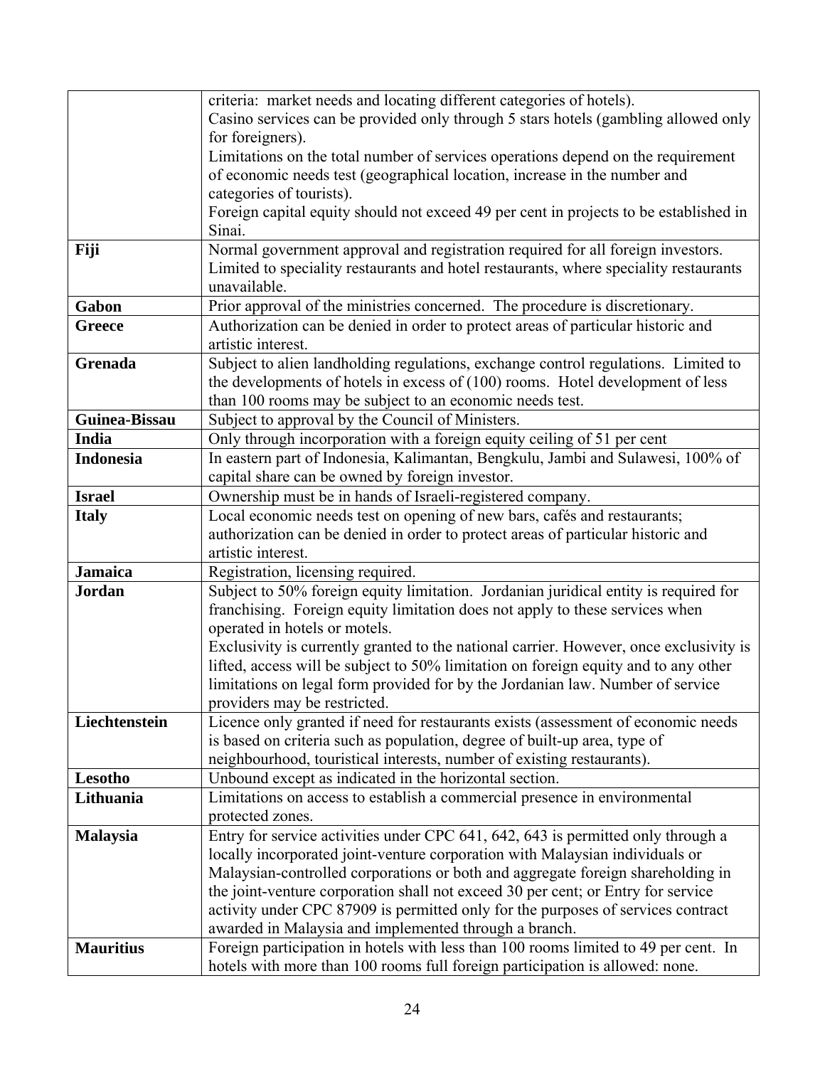| | |
|---|---|
| | criteria: market needs and locating different categories of hotels).<br>Casino services can be provided only through 5 stars hotels (gambling allowed only for foreigners).<br>Limitations on the total number of services operations depend on the requirement of economic needs test (geographical location, increase in the number and categories of tourists).<br>Foreign capital equity should not exceed 49 per cent in projects to be established in Sinai. |
| **Fiji** | Normal government approval and registration required for all foreign investors.<br>Limited to speciality restaurants and hotel restaurants, where speciality restaurants unavailable. |
| **Gabon** | Prior approval of the ministries concerned. The procedure is discretionary. |
| **Greece** | Authorization can be denied in order to protect areas of particular historic and artistic interest. |
| **Grenada** | Subject to alien landholding regulations, exchange control regulations. Limited to the developments of hotels in excess of (100) rooms. Hotel development of less than 100 rooms may be subject to an economic needs test. |
| **Guinea-Bissau** | Subject to approval by the Council of Ministers. |
| **India** | Only through incorporation with a foreign equity ceiling of 51 per cent |
| **Indonesia** | In eastern part of Indonesia, Kalimantan, Bengkulu, Jambi and Sulawesi, 100% of capital share can be owned by foreign investor. |
| **Israel** | Ownership must be in hands of Israeli-registered company. |
| **Italy** | Local economic needs test on opening of new bars, cafés and restaurants; authorization can be denied in order to protect areas of particular historic and artistic interest. |
| **Jamaica** | Registration, licensing required. |
| **Jordan** | Subject to 50% foreign equity limitation. Jordanian juridical entity is required for franchising. Foreign equity limitation does not apply to these services when operated in hotels or motels.<br>Exclusivity is currently granted to the national carrier. However, once exclusivity is lifted, access will be subject to 50% limitation on foreign equity and to any other limitations on legal form provided for by the Jordanian law. Number of service providers may be restricted. |
| **Liechtenstein** | Licence only granted if need for restaurants exists (assessment of economic needs is based on criteria such as population, degree of built-up area, type of neighbourhood, touristical interests, number of existing restaurants). |
| **Lesotho** | Unbound except as indicated in the horizontal section. |
| **Lithuania** | Limitations on access to establish a commercial presence in environmental protected zones. |
| **Malaysia** | Entry for service activities under CPC 641, 642, 643 is permitted only through a locally incorporated joint-venture corporation with Malaysian individuals or Malaysian-controlled corporations or both and aggregate foreign shareholding in the joint-venture corporation shall not exceed 30 per cent; or Entry for service activity under CPC 87909 is permitted only for the purposes of services contract awarded in Malaysia and implemented through a branch. |
| **Mauritius** | Foreign participation in hotels with less than 100 rooms limited to 49 per cent. In hotels with more than 100 rooms full foreign participation is allowed: none. |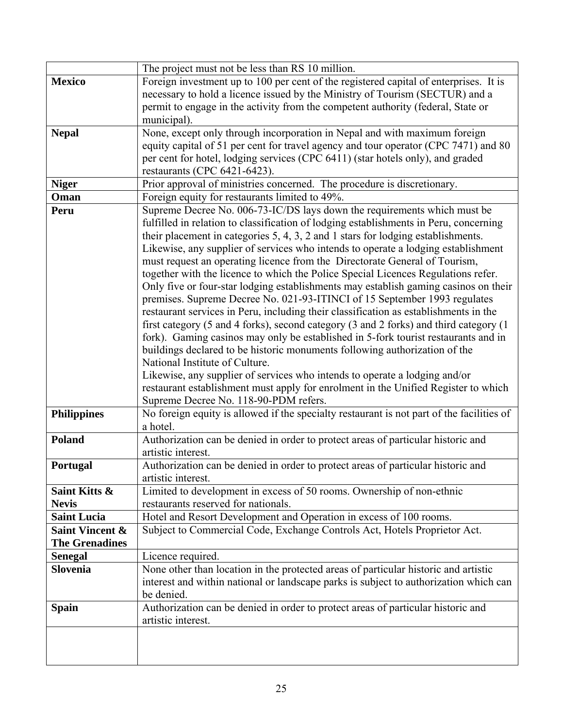| | |
|---|---|
| | The project must not be less than RS 10 million. |
| **Mexico** | Foreign investment up to 100 per cent of the registered capital of enterprises. It is necessary to hold a licence issued by the Ministry of Tourism (SECTUR) and a permit to engage in the activity from the competent authority (federal, State or municipal). |
| **Nepal** | None, except only through incorporation in Nepal and with maximum foreign equity capital of 51 per cent for travel agency and tour operator (CPC 7471) and 80 per cent for hotel, lodging services (CPC 6411) (star hotels only), and graded restaurants (CPC 6421-6423). |
| **Niger** | Prior approval of ministries concerned. The procedure is discretionary. |
| **Oman** | Foreign equity for restaurants limited to 49%. |
| **Peru** | Supreme Decree No. 006-73-IC/DS lays down the requirements which must be fulfilled in relation to classification of lodging establishments in Peru, concerning their placement in categories 5, 4, 3, 2 and 1 stars for lodging establishments. Likewise, any supplier of services who intends to operate a lodging establishment must request an operating licence from the Directorate General of Tourism, together with the licence to which the Police Special Licences Regulations refer. Only five or four-star lodging establishments may establish gaming casinos on their premises. Supreme Decree No. 021-93-ITINCI of 15 September 1993 regulates restaurant services in Peru, including their classification as establishments in the first category (5 and 4 forks), second category (3 and 2 forks) and third category (1 fork). Gaming casinos may only be established in 5-fork tourist restaurants and in buildings declared to be historic monuments following authorization of the National Institute of Culture.<br>Likewise, any supplier of services who intends to operate a lodging and/or restaurant establishment must apply for enrolment in the Unified Register to which Supreme Decree No. 118-90-PDM refers. |
| **Philippines** | No foreign equity is allowed if the specialty restaurant is not part of the facilities of a hotel. |
| **Poland** | Authorization can be denied in order to protect areas of particular historic and artistic interest. |
| **Portugal** | Authorization can be denied in order to protect areas of particular historic and artistic interest. |
| **Saint Kitts & Nevis** | Limited to development in excess of 50 rooms. Ownership of non-ethnic restaurants reserved for nationals. |
| **Saint Lucia** | Hotel and Resort Development and Operation in excess of 100 rooms. |
| **Saint Vincent & The Grenadines** | Subject to Commercial Code, Exchange Controls Act, Hotels Proprietor Act. |
| **Senegal** | Licence required. |
| **Slovenia** | None other than location in the protected areas of particular historic and artistic interest and within national or landscape parks is subject to authorization which can be denied. |
| **Spain** | Authorization can be denied in order to protect areas of particular historic and artistic interest. |
| | |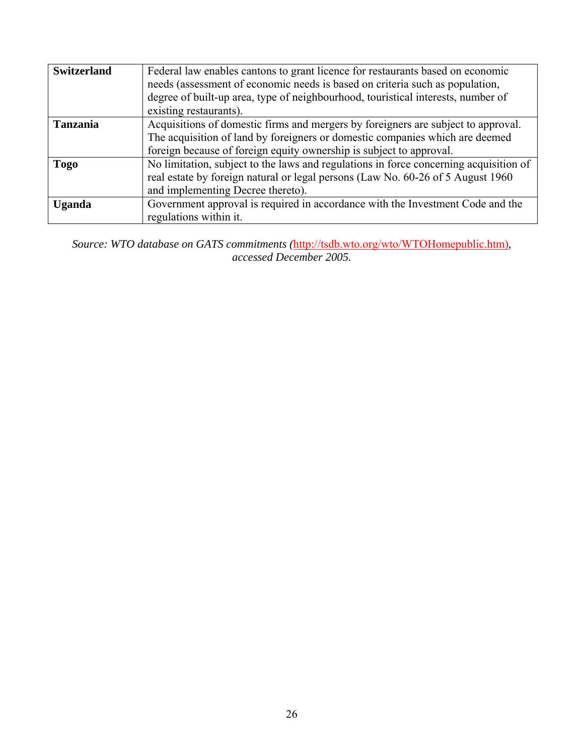| | |
|---|---|
| **Switzerland** | Federal law enables cantons to grant licence for restaurants based on economic needs (assessment of economic needs is based on criteria such as population, degree of built-up area, type of neighbourhood, touristical interests, number of existing restaurants). |
| **Tanzania** | Acquisitions of domestic firms and mergers by foreigners are subject to approval. The acquisition of land by foreigners or domestic companies which are deemed foreign because of foreign equity ownership is subject to approval. |
| **Togo** | No limitation, subject to the laws and regulations in force concerning acquisition of real estate by foreign natural or legal persons (Law No. 60-26 of 5 August 1960 and implementing Decree thereto). |
| **Uganda** | Government approval is required in accordance with the Investment Code and the regulations within it. |

*Source: WTO database on GATS commitments (http://tsdb.wto.org/wto/WTOHomepublic.htm), accessed December 2005.*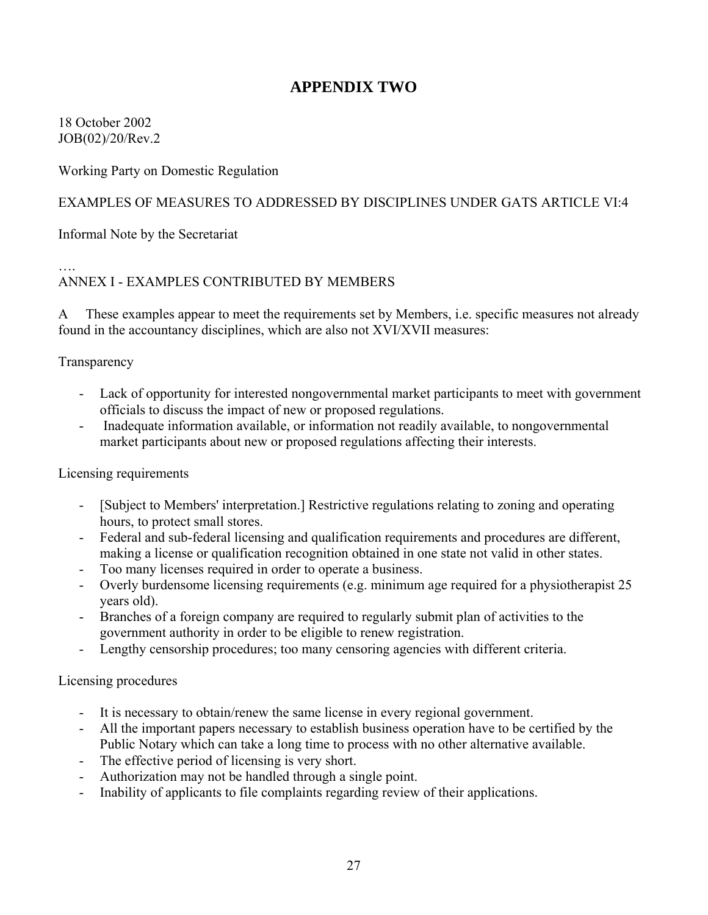# APPENDIX TWO

18 October 2002
JOB(02)/20/Rev.2

Working Party on Domestic Regulation

EXAMPLES OF MEASURES TO ADDRESSED BY DISCIPLINES UNDER GATS ARTICLE VI:4

Informal Note by the Secretariat

….

ANNEX I - EXAMPLES CONTRIBUTED BY MEMBERS

A These examples appear to meet the requirements set by Members, i.e. specific measures not already found in the accountancy disciplines, which are also not XVI/XVII measures:

Transparency

- Lack of opportunity for interested nongovernmental market participants to meet with government officials to discuss the impact of new or proposed regulations.
- Inadequate information available, or information not readily available, to nongovernmental market participants about new or proposed regulations affecting their interests.

Licensing requirements

- [Subject to Members' interpretation.] Restrictive regulations relating to zoning and operating hours, to protect small stores.
- Federal and sub-federal licensing and qualification requirements and procedures are different, making a license or qualification recognition obtained in one state not valid in other states.
- Too many licenses required in order to operate a business.
- Overly burdensome licensing requirements (e.g. minimum age required for a physiotherapist 25 years old).
- Branches of a foreign company are required to regularly submit plan of activities to the government authority in order to be eligible to renew registration.
- Lengthy censorship procedures; too many censoring agencies with different criteria.

Licensing procedures

- It is necessary to obtain/renew the same license in every regional government.
- All the important papers necessary to establish business operation have to be certified by the Public Notary which can take a long time to process with no other alternative available.
- The effective period of licensing is very short.
- Authorization may not be handled through a single point.
- Inability of applicants to file complaints regarding review of their applications.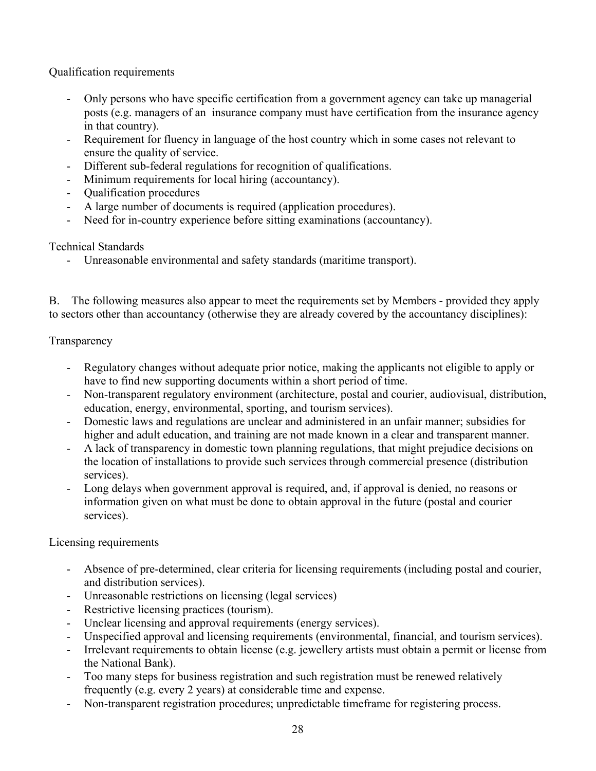Qualification requirements

- Only persons who have specific certification from a government agency can take up managerial posts (e.g. managers of an insurance company must have certification from the insurance agency in that country).
- Requirement for fluency in language of the host country which in some cases not relevant to ensure the quality of service.
- Different sub-federal regulations for recognition of qualifications.
- Minimum requirements for local hiring (accountancy).
- Qualification procedures
- A large number of documents is required (application procedures).
- Need for in-country experience before sitting examinations (accountancy).

Technical Standards

- Unreasonable environmental and safety standards (maritime transport).

B. The following measures also appear to meet the requirements set by Members - provided they apply to sectors other than accountancy (otherwise they are already covered by the accountancy disciplines):

Transparency

- Regulatory changes without adequate prior notice, making the applicants not eligible to apply or have to find new supporting documents within a short period of time.
- Non-transparent regulatory environment (architecture, postal and courier, audiovisual, distribution, education, energy, environmental, sporting, and tourism services).
- Domestic laws and regulations are unclear and administered in an unfair manner; subsidies for higher and adult education, and training are not made known in a clear and transparent manner.
- A lack of transparency in domestic town planning regulations, that might prejudice decisions on the location of installations to provide such services through commercial presence (distribution services).
- Long delays when government approval is required, and, if approval is denied, no reasons or information given on what must be done to obtain approval in the future (postal and courier services).

Licensing requirements

- Absence of pre-determined, clear criteria for licensing requirements (including postal and courier, and distribution services).
- Unreasonable restrictions on licensing (legal services)
- Restrictive licensing practices (tourism).
- Unclear licensing and approval requirements (energy services).
- Unspecified approval and licensing requirements (environmental, financial, and tourism services).
- Irrelevant requirements to obtain license (e.g. jewellery artists must obtain a permit or license from the National Bank).
- Too many steps for business registration and such registration must be renewed relatively frequently (e.g. every 2 years) at considerable time and expense.
- Non-transparent registration procedures; unpredictable timeframe for registering process.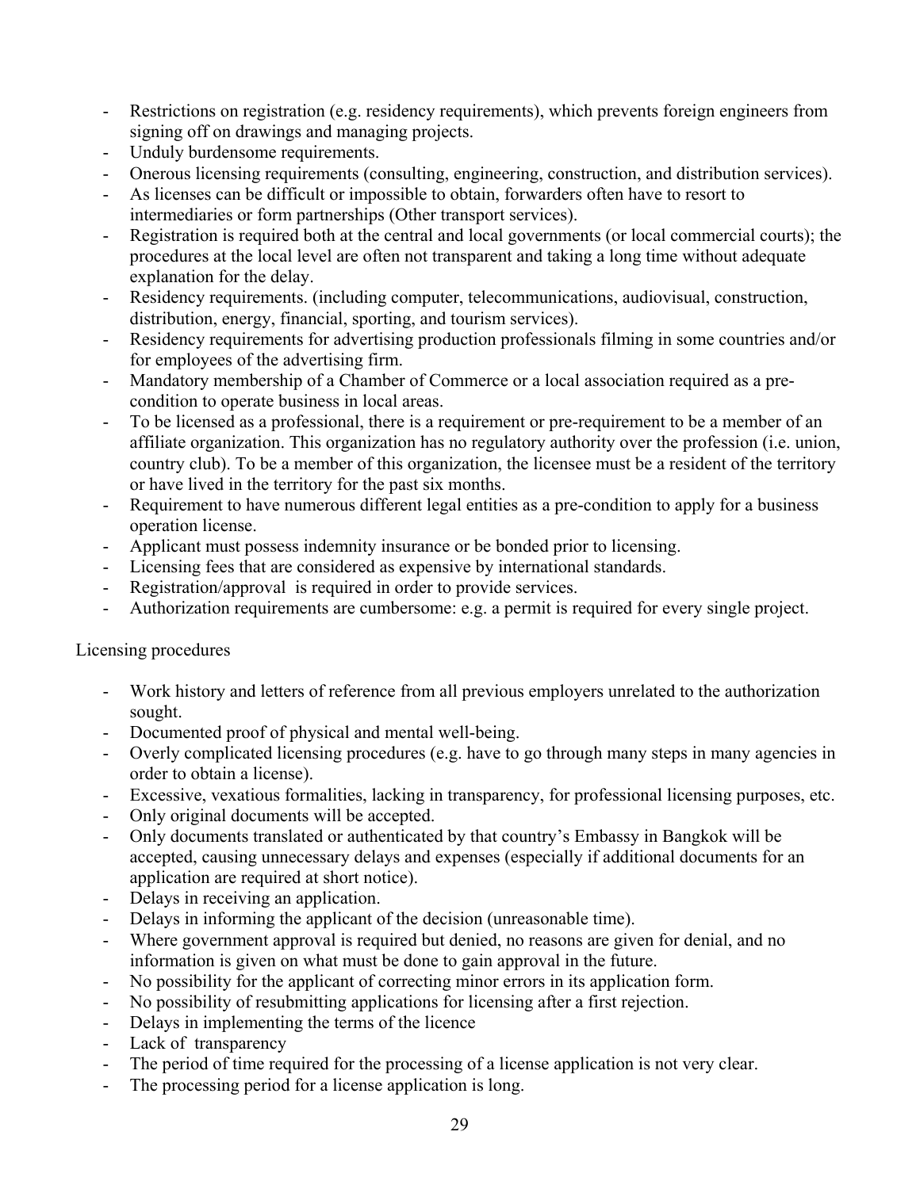- Restrictions on registration (e.g. residency requirements), which prevents foreign engineers from signing off on drawings and managing projects.
- Unduly burdensome requirements.
- Onerous licensing requirements (consulting, engineering, construction, and distribution services).
- As licenses can be difficult or impossible to obtain, forwarders often have to resort to intermediaries or form partnerships (Other transport services).
- Registration is required both at the central and local governments (or local commercial courts); the procedures at the local level are often not transparent and taking a long time without adequate explanation for the delay.
- Residency requirements. (including computer, telecommunications, audiovisual, construction, distribution, energy, financial, sporting, and tourism services).
- Residency requirements for advertising production professionals filming in some countries and/or for employees of the advertising firm.
- Mandatory membership of a Chamber of Commerce or a local association required as a pre-condition to operate business in local areas.
- To be licensed as a professional, there is a requirement or pre-requirement to be a member of an affiliate organization. This organization has no regulatory authority over the profession (i.e. union, country club). To be a member of this organization, the licensee must be a resident of the territory or have lived in the territory for the past six months.
- Requirement to have numerous different legal entities as a pre-condition to apply for a business operation license.
- Applicant must possess indemnity insurance or be bonded prior to licensing.
- Licensing fees that are considered as expensive by international standards.
- Registration/approval is required in order to provide services.
- Authorization requirements are cumbersome: e.g. a permit is required for every single project.

Licensing procedures

- Work history and letters of reference from all previous employers unrelated to the authorization sought.
- Documented proof of physical and mental well-being.
- Overly complicated licensing procedures (e.g. have to go through many steps in many agencies in order to obtain a license).
- Excessive, vexatious formalities, lacking in transparency, for professional licensing purposes, etc.
- Only original documents will be accepted.
- Only documents translated or authenticated by that country's Embassy in Bangkok will be accepted, causing unnecessary delays and expenses (especially if additional documents for an application are required at short notice).
- Delays in receiving an application.
- Delays in informing the applicant of the decision (unreasonable time).
- Where government approval is required but denied, no reasons are given for denial, and no information is given on what must be done to gain approval in the future.
- No possibility for the applicant of correcting minor errors in its application form.
- No possibility of resubmitting applications for licensing after a first rejection.
- Delays in implementing the terms of the licence
- Lack of transparency
- The period of time required for the processing of a license application is not very clear.
- The processing period for a license application is long.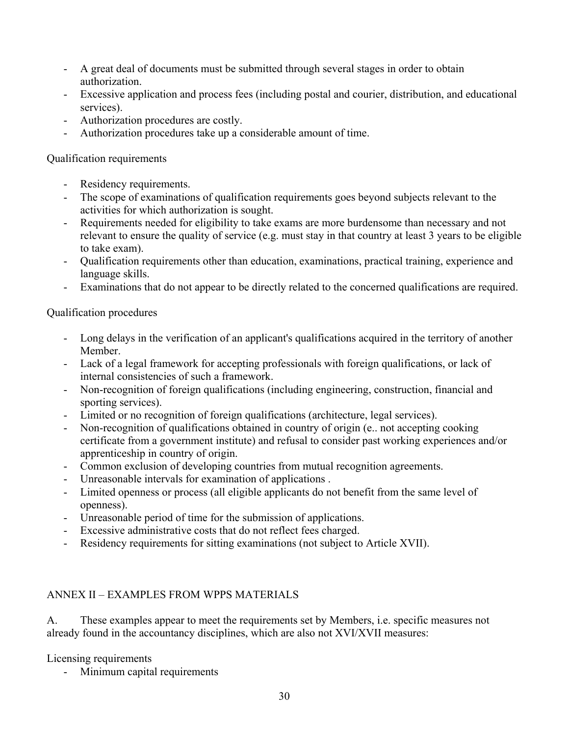- A great deal of documents must be submitted through several stages in order to obtain authorization.
- Excessive application and process fees (including postal and courier, distribution, and educational services).
- Authorization procedures are costly.
- Authorization procedures take up a considerable amount of time.

Qualification requirements

- Residency requirements.
- The scope of examinations of qualification requirements goes beyond subjects relevant to the activities for which authorization is sought.
- Requirements needed for eligibility to take exams are more burdensome than necessary and not relevant to ensure the quality of service (e.g. must stay in that country at least 3 years to be eligible to take exam).
- Qualification requirements other than education, examinations, practical training, experience and language skills.
- Examinations that do not appear to be directly related to the concerned qualifications are required.

Qualification procedures

- Long delays in the verification of an applicant's qualifications acquired in the territory of another Member.
- Lack of a legal framework for accepting professionals with foreign qualifications, or lack of internal consistencies of such a framework.
- Non-recognition of foreign qualifications (including engineering, construction, financial and sporting services).
- Limited or no recognition of foreign qualifications (architecture, legal services).
- Non-recognition of qualifications obtained in country of origin (e.. not accepting cooking certificate from a government institute) and refusal to consider past working experiences and/or apprenticeship in country of origin.
- Common exclusion of developing countries from mutual recognition agreements.
- Unreasonable intervals for examination of applications .
- Limited openness or process (all eligible applicants do not benefit from the same level of openness).
- Unreasonable period of time for the submission of applications.
- Excessive administrative costs that do not reflect fees charged.
- Residency requirements for sitting examinations (not subject to Article XVII).

## ANNEX II – EXAMPLES FROM WPPS MATERIALS

A. These examples appear to meet the requirements set by Members, i.e. specific measures not already found in the accountancy disciplines, which are also not XVI/XVII measures:

Licensing requirements

- Minimum capital requirements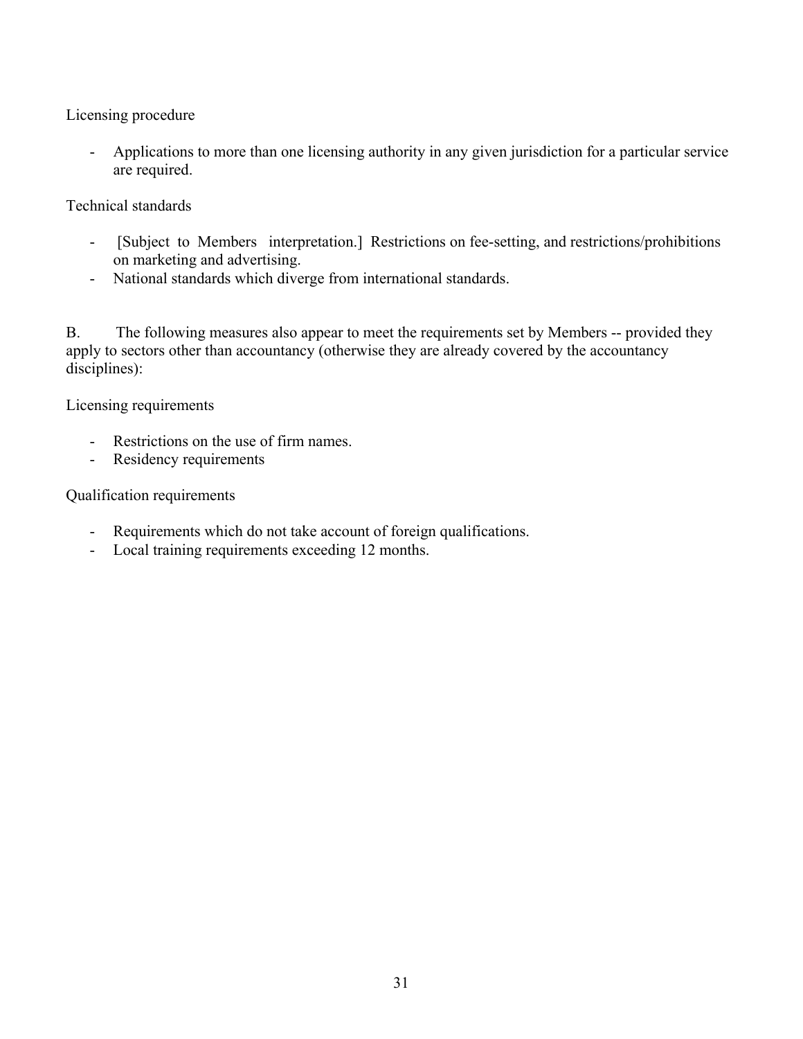Licensing procedure

- Applications to more than one licensing authority in any given jurisdiction for a particular service are required.

Technical standards

- [Subject to Members interpretation.] Restrictions on fee-setting, and restrictions/prohibitions on marketing and advertising.
- National standards which diverge from international standards.

B. The following measures also appear to meet the requirements set by Members -- provided they apply to sectors other than accountancy (otherwise they are already covered by the accountancy disciplines):

Licensing requirements

- Restrictions on the use of firm names.
- Residency requirements

Qualification requirements

- Requirements which do not take account of foreign qualifications.
- Local training requirements exceeding 12 months.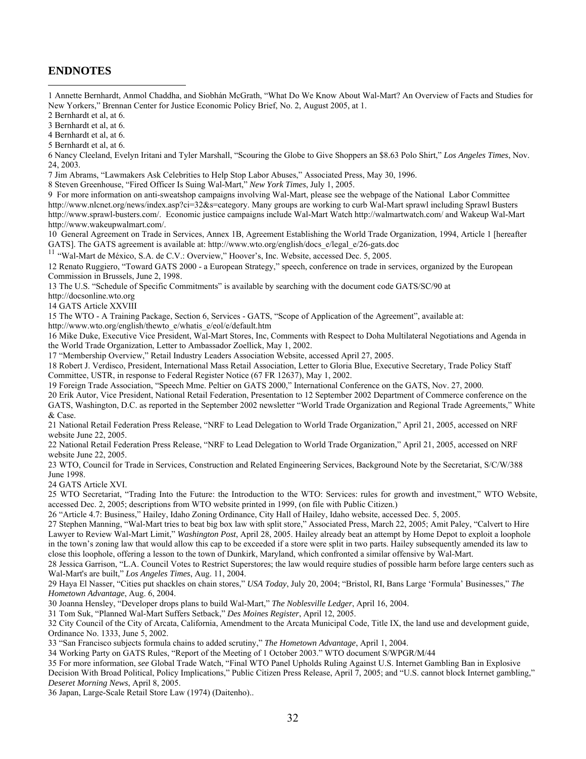## ENDNOTES

1 Annette Bernhardt, Anmol Chaddha, and Siobhán McGrath, "What Do We Know About Wal-Mart? An Overview of Facts and Studies for New Yorkers," Brennan Center for Justice Economic Policy Brief, No. 2, August 2005, at 1.

2 Bernhardt et al, at 6.

3 Bernhardt et al, at 6.

4 Bernhardt et al, at 6.

5 Bernhardt et al, at 6.

6 Nancy Cleeland, Evelyn Iritani and Tyler Marshall, "Scouring the Globe to Give Shoppers an $8.63 Polo Shirt," *Los Angeles Times*, Nov. 24, 2003.

7 Jim Abrams, "Lawmakers Ask Celebrities to Help Stop Labor Abuses," Associated Press, May 30, 1996.

8 Steven Greenhouse, "Fired Officer Is Suing Wal-Mart," *New York Times*, July 1, 2005.

9 For more information on anti-sweatshop campaigns involving Wal-Mart, please see the webpage of the National Labor Committee http://www.nlcnet.org/news/index.asp?ci=32&s=category. Many groups are working to curb Wal-Mart sprawl including Sprawl Busters http://www.sprawl-busters.com/. Economic justice campaigns include Wal-Mart Watch http://walmartwatch.com/ and Wakeup Wal-Mart http://www.wakeupwalmart.com/.

10 General Agreement on Trade in Services, Annex 1B, Agreement Establishing the World Trade Organization, 1994, Article 1 [hereafter GATS]. The GATS agreement is available at: http://www.wto.org/english/docs_e/legal_e/26-gats.doc

11 "Wal-Mart de México, S.A. de C.V.: Overview," Hoover's, Inc. Website, accessed Dec. 5, 2005.

12 Renato Ruggiero, "Toward GATS 2000 - a European Strategy," speech, conference on trade in services, organized by the European Commission in Brussels, June 2, 1998.

13 The U.S. "Schedule of Specific Commitments" is available by searching with the document code GATS/SC/90 at http://docsonline.wto.org

14 GATS Article XXVIII

15 The WTO - A Training Package, Section 6, Services - GATS, "Scope of Application of the Agreement", available at: http://www.wto.org/english/thewto_e/whatis_e/eol/e/default.htm

16 Mike Duke, Executive Vice President, Wal-Mart Stores, Inc, Comments with Respect to Doha Multilateral Negotiations and Agenda in the World Trade Organization, Letter to Ambassador Zoellick, May 1, 2002.

17 "Membership Overview," Retail Industry Leaders Association Website, accessed April 27, 2005.

18 Robert J. Verdisco, President, International Mass Retail Association, Letter to Gloria Blue, Executive Secretary, Trade Policy Staff Committee, USTR, in response to Federal Register Notice (67 FR 12637), May 1, 2002.

19 Foreign Trade Association, "Speech Mme. Peltier on GATS 2000," International Conference on the GATS, Nov. 27, 2000.

20 Erik Autor, Vice President, National Retail Federation, Presentation to 12 September 2002 Department of Commerce conference on the GATS, Washington, D.C. as reported in the September 2002 newsletter "World Trade Organization and Regional Trade Agreements," White & Case.

21 National Retail Federation Press Release, "NRF to Lead Delegation to World Trade Organization," April 21, 2005, accessed on NRF website June 22, 2005.

22 National Retail Federation Press Release, "NRF to Lead Delegation to World Trade Organization," April 21, 2005, accessed on NRF website June 22, 2005.

23 WTO, Council for Trade in Services, Construction and Related Engineering Services, Background Note by the Secretariat, S/C/W/388 June 1998.

24 GATS Article XVI.

25 WTO Secretariat, "Trading Into the Future: the Introduction to the WTO: Services: rules for growth and investment," WTO Website, accessed Dec. 2, 2005; descriptions from WTO website printed in 1999, (on file with Public Citizen.)

26 "Article 4.7: Business," Hailey, Idaho Zoning Ordinance, City Hall of Hailey, Idaho website, accessed Dec. 5, 2005.

27 Stephen Manning, "Wal-Mart tries to beat big box law with split store," Associated Press, March 22, 2005; Amit Paley, "Calvert to Hire Lawyer to Review Wal-Mart Limit," *Washington Post*, April 28, 2005. Hailey already beat an attempt by Home Depot to exploit a loophole in the town's zoning law that would allow this cap to be exceeded if a store were split in two parts. Hailey subsequently amended its law to close this loophole, offering a lesson to the town of Dunkirk, Maryland, which confronted a similar offensive by Wal-Mart.

28 Jessica Garrison, "L.A. Council Votes to Restrict Superstores; the law would require studies of possible harm before large centers such as Wal-Mart's are built," *Los Angeles Times*, Aug. 11, 2004.

29 Haya El Nasser, "Cities put shackles on chain stores," *USA Today*, July 20, 2004; "Bristol, RI, Bans Large 'Formula' Businesses," *The Hometown Advantage*, Aug. 6, 2004.

30 Joanna Hensley, "Developer drops plans to build Wal-Mart," *The Noblesville Ledger*, April 16, 2004.

31 Tom Suk, "Planned Wal-Mart Suffers Setback," *Des Moines Register*, April 12, 2005.

32 City Council of the City of Arcata, California, Amendment to the Arcata Municipal Code, Title IX, the land use and development guide, Ordinance No. 1333, June 5, 2002.

33 "San Francisco subjects formula chains to added scrutiny," *The Hometown Advantage*, April 1, 2004.

34 Working Party on GATS Rules, "Report of the Meeting of 1 October 2003." WTO document S/WPGR/M/44

35 For more information, *see* Global Trade Watch, "Final WTO Panel Upholds Ruling Against U.S. Internet Gambling Ban in Explosive Decision With Broad Political, Policy Implications," Public Citizen Press Release, April 7, 2005; and "U.S. cannot block Internet gambling," *Deseret Morning News*, April 8, 2005.

36 Japan, Large-Scale Retail Store Law (1974) (Daitenho)..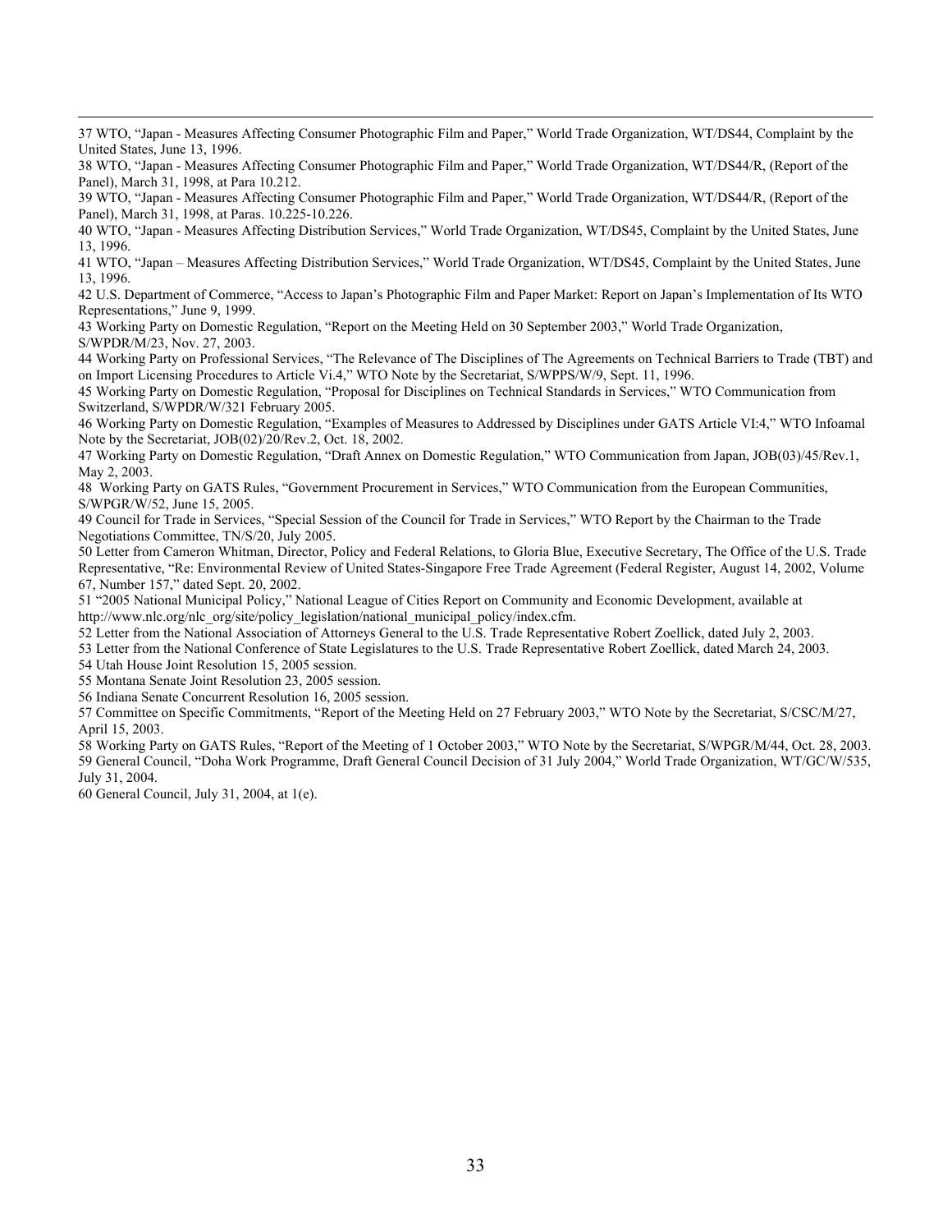37 WTO, "Japan - Measures Affecting Consumer Photographic Film and Paper," World Trade Organization, WT/DS44, Complaint by the United States, June 13, 1996.

38 WTO, "Japan - Measures Affecting Consumer Photographic Film and Paper," World Trade Organization, WT/DS44/R, (Report of the Panel), March 31, 1998, at Para 10.212.

39 WTO, "Japan - Measures Affecting Consumer Photographic Film and Paper," World Trade Organization, WT/DS44/R, (Report of the Panel), March 31, 1998, at Paras. 10.225-10.226.

40 WTO, "Japan - Measures Affecting Distribution Services," World Trade Organization, WT/DS45, Complaint by the United States, June 13, 1996.

41 WTO, "Japan – Measures Affecting Distribution Services," World Trade Organization, WT/DS45, Complaint by the United States, June 13, 1996.

42 U.S. Department of Commerce, "Access to Japan's Photographic Film and Paper Market: Report on Japan's Implementation of Its WTO Representations," June 9, 1999.

43 Working Party on Domestic Regulation, "Report on the Meeting Held on 30 September 2003," World Trade Organization, S/WPDR/M/23, Nov. 27, 2003.

44 Working Party on Professional Services, "The Relevance of The Disciplines of The Agreements on Technical Barriers to Trade (TBT) and on Import Licensing Procedures to Article Vi.4," WTO Note by the Secretariat, S/WPPS/W/9, Sept. 11, 1996.

45 Working Party on Domestic Regulation, "Proposal for Disciplines on Technical Standards in Services," WTO Communication from Switzerland, S/WPDR/W/321 February 2005.

46 Working Party on Domestic Regulation, "Examples of Measures to Addressed by Disciplines under GATS Article VI:4," WTO Infoamal Note by the Secretariat, JOB(02)/20/Rev.2, Oct. 18, 2002.

47 Working Party on Domestic Regulation, "Draft Annex on Domestic Regulation," WTO Communication from Japan, JOB(03)/45/Rev.1, May 2, 2003.

48 Working Party on GATS Rules, "Government Procurement in Services," WTO Communication from the European Communities, S/WPGR/W/52, June 15, 2005.

49 Council for Trade in Services, "Special Session of the Council for Trade in Services," WTO Report by the Chairman to the Trade Negotiations Committee, TN/S/20, July 2005.

50 Letter from Cameron Whitman, Director, Policy and Federal Relations, to Gloria Blue, Executive Secretary, The Office of the U.S. Trade Representative, "Re: Environmental Review of United States-Singapore Free Trade Agreement (Federal Register, August 14, 2002, Volume 67, Number 157," dated Sept. 20, 2002.

51 "2005 National Municipal Policy," National League of Cities Report on Community and Economic Development, available at http://www.nlc.org/nlc_org/site/policy_legislation/national_municipal_policy/index.cfm.

52 Letter from the National Association of Attorneys General to the U.S. Trade Representative Robert Zoellick, dated July 2, 2003.

53 Letter from the National Conference of State Legislatures to the U.S. Trade Representative Robert Zoellick, dated March 24, 2003.

54 Utah House Joint Resolution 15, 2005 session.

55 Montana Senate Joint Resolution 23, 2005 session.

56 Indiana Senate Concurrent Resolution 16, 2005 session.

57 Committee on Specific Commitments, "Report of the Meeting Held on 27 February 2003," WTO Note by the Secretariat, S/CSC/M/27, April 15, 2003.

58 Working Party on GATS Rules, "Report of the Meeting of 1 October 2003," WTO Note by the Secretariat, S/WPGR/M/44, Oct. 28, 2003.

59 General Council, "Doha Work Programme, Draft General Council Decision of 31 July 2004," World Trade Organization, WT/GC/W/535, July 31, 2004.

60 General Council, July 31, 2004, at 1(e).